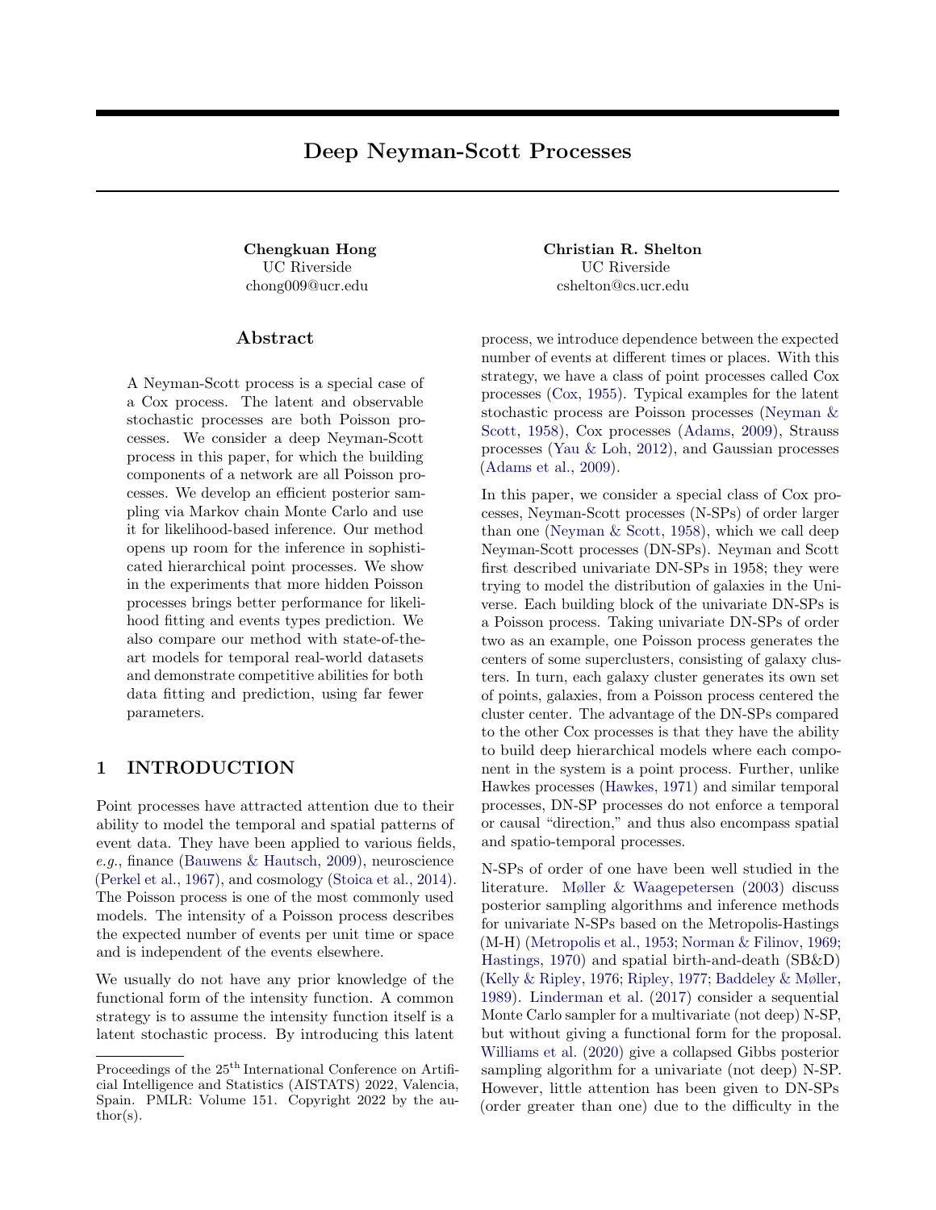# Deep Neyman-Scott Processes

**Chengkuan Hong**
UC Riverside
chong009@ucr.edu

**Christian R. Shelton**
UC Riverside
cshelton@cs.ucr.edu

## Abstract

A Neyman-Scott process is a special case of a Cox process. The latent and observable stochastic processes are both Poisson processes. We consider a deep Neyman-Scott process in this paper, for which the building components of a network are all Poisson processes. We develop an efficient posterior sampling via Markov chain Monte Carlo and use it for likelihood-based inference. Our method opens up room for the inference in sophisticated hierarchical point processes. We show in the experiments that more hidden Poisson processes brings better performance for likelihood fitting and events types prediction. We also compare our method with state-of-the-art models for temporal real-world datasets and demonstrate competitive abilities for both data fitting and prediction, using far fewer parameters.

## 1 INTRODUCTION

Point processes have attracted attention due to their ability to model the temporal and spatial patterns of event data. They have been applied to various fields, *e.g.*, finance (Bauwens & Hautsch, 2009), neuroscience (Perkel et al., 1967), and cosmology (Stoica et al., 2014). The Poisson process is one of the most commonly used models. The intensity of a Poisson process describes the expected number of events per unit time or space and is independent of the events elsewhere.

We usually do not have any prior knowledge of the functional form of the intensity function. A common strategy is to assume the intensity function itself is a latent stochastic process. By introducing this latent process, we introduce dependence between the expected number of events at different times or places. With this strategy, we have a class of point processes called Cox processes (Cox, 1955). Typical examples for the latent stochastic process are Poisson processes (Neyman & Scott, 1958), Cox processes (Adams, 2009), Strauss processes (Yau & Loh, 2012), and Gaussian processes (Adams et al., 2009).

In this paper, we consider a special class of Cox processes, Neyman-Scott processes (N-SPs) of order larger than one (Neyman & Scott, 1958), which we call deep Neyman-Scott processes (DN-SPs). Neyman and Scott first described univariate DN-SPs in 1958; they were trying to model the distribution of galaxies in the Universe. Each building block of the univariate DN-SPs is a Poisson process. Taking univariate DN-SPs of order two as an example, one Poisson process generates the centers of some superclusters, consisting of galaxy clusters. In turn, each galaxy cluster generates its own set of points, galaxies, from a Poisson process centered the cluster center. The advantage of the DN-SPs compared to the other Cox processes is that they have the ability to build deep hierarchical models where each component in the system is a point process. Further, unlike Hawkes processes (Hawkes, 1971) and similar temporal processes, DN-SP processes do not enforce a temporal or causal "direction," and thus also encompass spatial and spatio-temporal processes.

N-SPs of order of one have been well studied in the literature. Møller & Waagepetersen (2003) discuss posterior sampling algorithms and inference methods for univariate N-SPs based on the Metropolis-Hastings (M-H) (Metropolis et al., 1953; Norman & Filinov, 1969; Hastings, 1970) and spatial birth-and-death (SB&D) (Kelly & Ripley, 1976; Ripley, 1977; Baddeley & Møller, 1989). Linderman et al. (2017) consider a sequential Monte Carlo sampler for a multivariate (not deep) N-SP, but without giving a functional form for the proposal. Williams et al. (2020) give a collapsed Gibbs posterior sampling algorithm for a univariate (not deep) N-SP. However, little attention has been given to DN-SPs (order greater than one) due to the difficulty in the

Proceedings of the 25[th] International Conference on Artificial Intelligence and Statistics (AISTATS) 2022, Valencia, Spain. PMLR: Volume 151. Copyright 2022 by the author(s).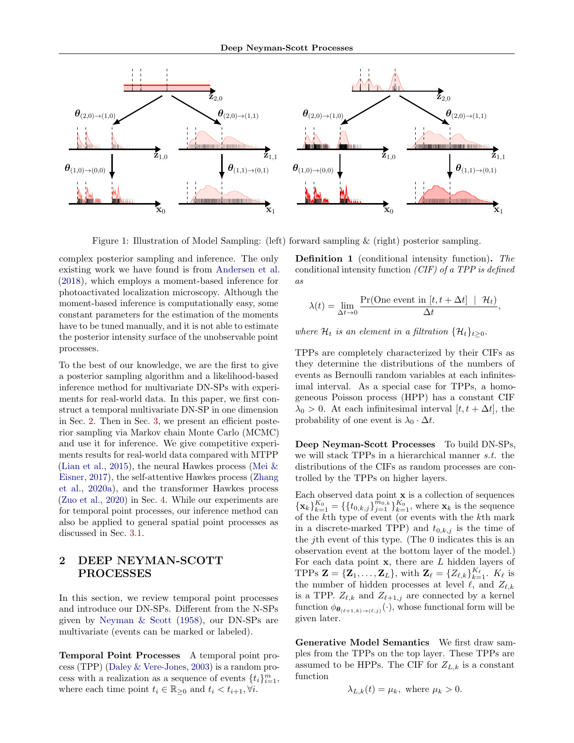Figure 1: Illustration of Model Sampling: (left) forward sampling & (right) posterior sampling.

complex posterior sampling and inference. The only existing work we have found is from Andersen et al. (2018), which employs a moment-based inference for photoactivated localization microscopy. Although the moment-based inference is computationally easy, some constant parameters for the estimation of the moments have to be tuned manually, and it is not able to estimate the posterior intensity surface of the unobservable point processes.

To the best of our knowledge, we are the first to give a posterior sampling algorithm and a likelihood-based inference method for multivariate DN-SPs with experiments for real-world data. In this paper, we first construct a temporal multivariate DN-SP in one dimension in Sec. 2. Then in Sec. 3, we present an efficient posterior sampling via Markov chain Monte Carlo (MCMC) and use it for inference. We give competitive experiments results for real-world data compared with MTPP (Lian et al., 2015), the neural Hawkes process (Mei & Eisner, 2017), the self-attentive Hawkes process (Zhang et al., 2020a), and the transformer Hawkes process (Zuo et al., 2020) in Sec. 4. While our experiments are for temporal point processes, our inference method can also be applied to general spatial point processes as discussed in Sec. 3.1.

## 2 DEEP NEYMAN-SCOTT PROCESSES

In this section, we review temporal point processes and introduce our DN-SPs. Different from the N-SPs given by Neyman & Scott (1958), our DN-SPs are multivariate (events can be marked or labeled).

**Temporal Point Processes** A temporal point process (TPP) (Daley & Vere-Jones, 2003) is a random process with a realization as a sequence of events $\{t_i\}_{i=1}^{m}$, where each time point $t_i \in \mathbb{R}_{\geq 0}$ and $t_i < t_{i+1}, \forall i$.

**Definition 1** (conditional intensity function)**.** *The conditional intensity function (CIF) of a TPP is defined as*

$$\lambda(t) = \lim_{\Delta t \to 0} \frac{\Pr(\text{One event in } [t, t+\Delta t] \mid \mathcal{H}_t)}{\Delta t},$$

*where $\mathcal{H}_t$ is an element in a filtration $\{\mathcal{H}_t\}_{t \geq 0}$.*

TPPs are completely characterized by their CIFs as they determine the distributions of the numbers of events as Bernoulli random variables at each infinitesimal interval. As a special case for TPPs, a homogeneous Poisson process (HPP) has a constant CIF $\lambda_0 > 0$. At each infinitesimal interval $[t, t+\Delta t]$, the probability of one event is $\lambda_0 \cdot \Delta t$.

**Deep Neyman-Scott Processes** To build DN-SPs, we will stack TPPs in a hierarchical manner *s.t.* the distributions of the CIFs as random processes are controlled by the TPPs on higher layers.

Each observed data point $\mathbf{x}$ is a collection of sequences $\{\mathbf{x}_k\}_{k=1}^{K_0} = \{\{t_{0,k,j}\}_{j=1}^{m_{0,k}}\}_{k=1}^{K_0}$, where $\mathbf{x}_k$ is the sequence of the $k$th type of event (or events with the $k$th mark in a discrete-marked TPP) and $t_{0,k,j}$ is the time of the $j$th event of this type. (The 0 indicates this is an observation event at the bottom layer of the model.) For each data point $\mathbf{x}$, there are $L$ hidden layers of TPPs $\mathbf{Z} = \{\mathbf{Z}_1, \ldots, \mathbf{Z}_L\}$, with $\mathbf{Z}_\ell = \{Z_{\ell,k}\}_{k=1}^{K_\ell}$. $K_\ell$ is the number of hidden processes at level $\ell$, and $Z_{\ell,k}$ is a TPP. $Z_{\ell,k}$ and $Z_{\ell+1,j}$ are connected by a kernel function $\phi_{\boldsymbol{\theta}_{(\ell+1,k)\to(\ell,j)}}(\cdot)$, whose functional form will be given later.

**Generative Model Semantics** We first draw samples from the TPPs on the top layer. These TPPs are assumed to be HPPs. The CIF for $Z_{L,k}$ is a constant function

$$\lambda_{L,k}(t) = \mu_k, \text{ where } \mu_k > 0.$$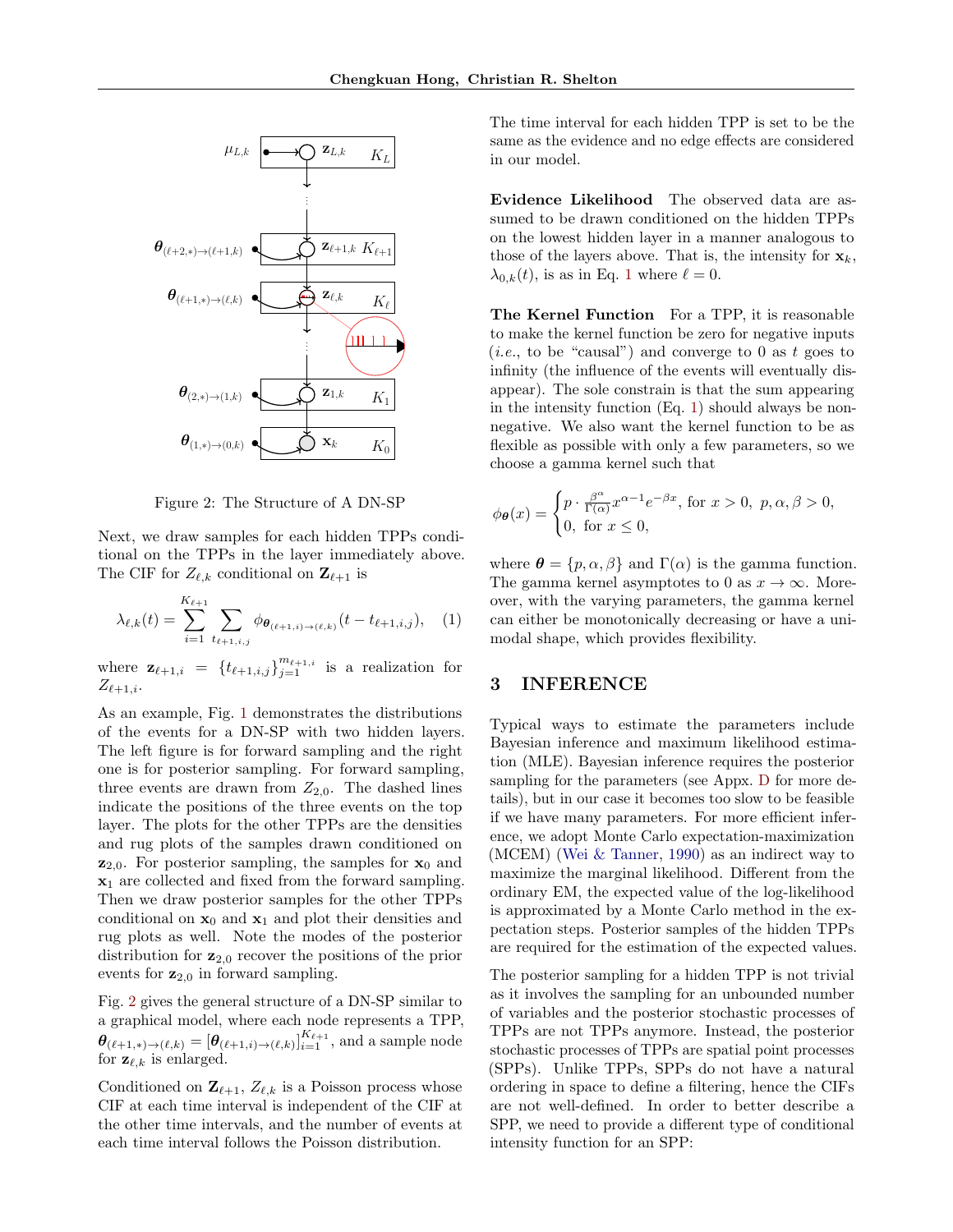Figure 2: The Structure of A DN-SP

Next, we draw samples for each hidden TPPs conditional on the TPPs in the layer immediately above. The CIF for $Z_{\ell,k}$ conditional on $\mathbf{Z}_{\ell+1}$ is

$$\lambda_{\ell,k}(t) = \sum_{i=1}^{K_{\ell+1}} \sum_{t_{\ell+1,i,j}} \phi_{\boldsymbol{\theta}_{(\ell+1,i)\to(\ell,k)}}(t - t_{\ell+1,i,j}), \quad (1)$$

where $\mathbf{z}_{\ell+1,i} = \{t_{\ell+1,i,j}\}_{j=1}^{m_{\ell+1,i}}$ is a realization for $Z_{\ell+1,i}$.

As an example, Fig. 1 demonstrates the distributions of the events for a DN-SP with two hidden layers. The left figure is for forward sampling and the right one is for posterior sampling. For forward sampling, three events are drawn from $Z_{2,0}$. The dashed lines indicate the positions of the three events on the top layer. The plots for the other TPPs are the densities and rug plots of the samples drawn conditioned on $\mathbf{z}_{2,0}$. For posterior sampling, the samples for $\mathbf{x}_0$ and $\mathbf{x}_1$ are collected and fixed from the forward sampling. Then we draw posterior samples for the other TPPs conditional on $\mathbf{x}_0$ and $\mathbf{x}_1$ and plot their densities and rug plots as well. Note the modes of the posterior distribution for $\mathbf{z}_{2,0}$ recover the positions of the prior events for $\mathbf{z}_{2,0}$ in forward sampling.

Fig. 2 gives the general structure of a DN-SP similar to a graphical model, where each node represents a TPP, $\boldsymbol{\theta}_{(\ell+1,*)\to(\ell,k)} = [\boldsymbol{\theta}_{(\ell+1,i)\to(\ell,k)}]_{i=1}^{K_{\ell+1}}$, and a sample node for $\mathbf{z}_{\ell,k}$ is enlarged.

Conditioned on $\mathbf{Z}_{\ell+1}$, $Z_{\ell,k}$ is a Poisson process whose CIF at each time interval is independent of the CIF at the other time intervals, and the number of events at each time interval follows the Poisson distribution. The time interval for each hidden TPP is set to be the same as the evidence and no edge effects are considered in our model.

**Evidence Likelihood** The observed data are assumed to be drawn conditioned on the hidden TPPs on the lowest hidden layer in a manner analogous to those of the layers above. That is, the intensity for $\mathbf{x}_k$, $\lambda_{0,k}(t)$, is as in Eq. 1 where $\ell = 0$.

**The Kernel Function** For a TPP, it is reasonable to make the kernel function be zero for negative inputs (*i.e.*, to be "causal") and converge to 0 as $t$ goes to infinity (the influence of the events will eventually disappear). The sole constrain is that the sum appearing in the intensity function (Eq. 1) should always be nonnegative. We also want the kernel function to be as flexible as possible with only a few parameters, so we choose a gamma kernel such that

$$\phi_{\boldsymbol{\theta}}(x) = \begin{cases} p \cdot \frac{\beta^{\alpha}}{\Gamma(\alpha)} x^{\alpha-1} e^{-\beta x}, \text{ for } x > 0, \ p, \alpha, \beta > 0, \\ 0, \text{ for } x \leq 0, \end{cases}$$

where $\boldsymbol{\theta} = \{p, \alpha, \beta\}$ and $\Gamma(\alpha)$ is the gamma function. The gamma kernel asymptotes to 0 as $x \to \infty$. Moreover, with the varying parameters, the gamma kernel can either be monotonically decreasing or have a unimodal shape, which provides flexibility.

## 3 INFERENCE

Typical ways to estimate the parameters include Bayesian inference and maximum likelihood estimation (MLE). Bayesian inference requires the posterior sampling for the parameters (see Appx. D for more details), but in our case it becomes too slow to be feasible if we have many parameters. For more efficient inference, we adopt Monte Carlo expectation-maximization (MCEM) (Wei & Tanner, 1990) as an indirect way to maximize the marginal likelihood. Different from the ordinary EM, the expected value of the log-likelihood is approximated by a Monte Carlo method in the expectation steps. Posterior samples of the hidden TPPs are required for the estimation of the expected values.

The posterior sampling for a hidden TPP is not trivial as it involves the sampling for an unbounded number of variables and the posterior stochastic processes of TPPs are not TPPs anymore. Instead, the posterior stochastic processes of TPPs are spatial point processes (SPPs). Unlike TPPs, SPPs do not have a natural ordering in space to define a filtering, hence the CIFs are not well-defined. In order to better describe a SPP, we need to provide a different type of conditional intensity function for an SPP: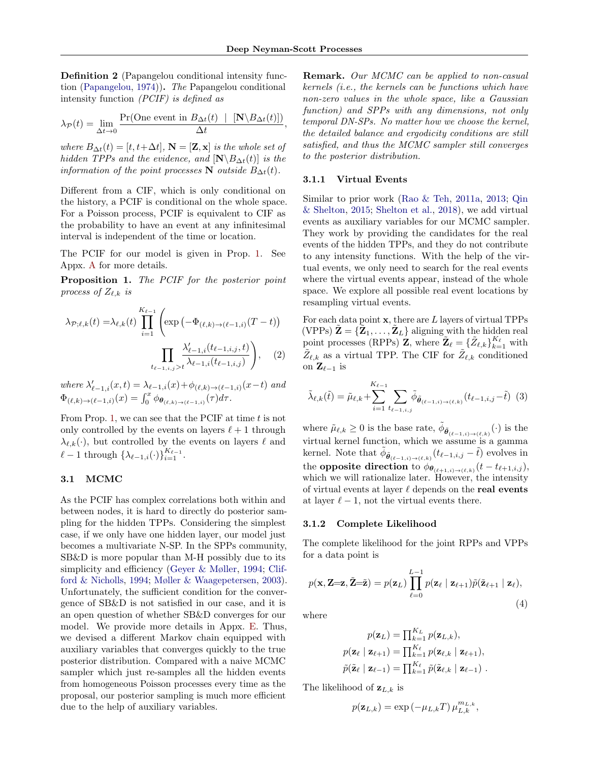**Definition 2** (Papangelou conditional intensity function (Papangelou, 1974))**.** *The* Papangelou conditional intensity function *(PCIF) is defined as*

$$\lambda_{\mathcal{P}}(t) = \lim_{\Delta t \to 0} \frac{\Pr(\text{One event in } B_{\Delta t}(t) \mid [\mathbf{N} \backslash B_{\Delta t}(t)])}{\Delta t},$$

*where $B_{\Delta t}(t) = [t, t{+}\Delta t]$, $\mathbf{N} = [\mathbf{Z}, \mathbf{x}]$ is the whole set of hidden TPPs and the evidence, and $[\mathbf{N} \backslash B_{\Delta t}(t)]$ is the information of the point processes $\mathbf{N}$ outside $B_{\Delta t}(t)$.*

Different from a CIF, which is only conditional on the history, a PCIF is conditional on the whole space. For a Poisson process, PCIF is equivalent to CIF as the probability to have an event at any infinitesimal interval is independent of the time or location.

The PCIF for our model is given in Prop. 1. See Appx. A for more details.

**Proposition 1.** *The PCIF for the posterior point process of $Z_{\ell,k}$ is*

$$\lambda_{\mathcal{P};\ell,k}(t) = \lambda_{\ell,k}(t) \prod_{i=1}^{K_{\ell-1}} \Bigg( \exp\left(-\Phi_{(\ell,k)\to(\ell-1,i)}(T-t)\right) \prod_{t_{\ell-1,i,j}>t} \frac{\lambda'_{\ell-1,i}(t_{\ell-1,i,j}, t)}{\lambda_{\ell-1,i}(t_{\ell-1,i,j})} \Bigg), \quad (2)$$

*where $\lambda'_{\ell-1,i}(x,t) = \lambda_{\ell-1,i}(x) + \phi_{(\ell,k)\to(\ell-1,i)}(x-t)$ and $\Phi_{(\ell,k)\to(\ell-1,i)}(x) = \int_0^x \phi_{\boldsymbol{\theta}_{(\ell,k)\to(\ell-1,i)}}(\tau)d\tau$.*

From Prop. 1, we can see that the PCIF at time $t$ is not only controlled by the events on layers $\ell + 1$ through $\lambda_{\ell,k}(\cdot)$, but controlled by the events on layers $\ell$ and $\ell - 1$ through $\{\lambda_{\ell-1,i}(\cdot)\}_{i=1}^{K_{\ell-1}}$.

### 3.1 MCMC

As the PCIF has complex correlations both within and between nodes, it is hard to directly do posterior sampling for the hidden TPPs. Considering the simplest case, if we only have one hidden layer, our model just becomes a multivariate N-SP. In the SPPs community, SB&D is more popular than M-H possibly due to its simplicity and efficiency (Geyer & Møller, 1994; Clifford & Nicholls, 1994; Møller & Waagepetersen, 2003). Unfortunately, the sufficient condition for the convergence of SB&D is not satisfied in our case, and it is an open question of whether SB&D converges for our model. We provide more details in Appx. E. Thus, we devised a different Markov chain equipped with auxiliary variables that converges quickly to the true posterior distribution. Compared with a naive MCMC sampler which just re-samples all the hidden events from homogeneous Poisson processes every time as the proposal, our posterior sampling is much more efficient due to the help of auxiliary variables.

**Remark.** *Our MCMC can be applied to non-casual kernels (i.e., the kernels can be functions which have non-zero values in the whole space, like a Gaussian function) and SPPs with any dimensions, not only temporal DN-SPs. No matter how we choose the kernel, the detailed balance and ergodicity conditions are still satisfied, and thus the MCMC sampler still converges to the posterior distribution.*

#### 3.1.1 Virtual Events

Similar to prior work (Rao & Teh, 2011a, 2013; Qin & Shelton, 2015; Shelton et al., 2018), we add virtual events as auxiliary variables for our MCMC sampler. They work by providing the candidates for the real events of the hidden TPPs, and they do not contribute to any intensity functions. With the help of the virtual events, we only need to search for the real events where the virtual events appear, instead of the whole space. We explore all possible real event locations by resampling virtual events.

For each data point $\mathbf{x}$, there are $L$ layers of virtual TPPs (VPPs) $\tilde{\mathbf{Z}} = \{\tilde{\mathbf{Z}}_1, \ldots, \tilde{\mathbf{Z}}_L\}$ aligning with the hidden real point processes (RPPs) $\mathbf{Z}$, where $\tilde{\mathbf{Z}}_\ell = \{\tilde{Z}_{\ell,k}\}_{k=1}^{K_\ell}$ with $\tilde{Z}_{\ell,k}$ as a virtual TPP. The CIF for $\tilde{Z}_{\ell,k}$ conditioned on $\mathbf{Z}_{\ell-1}$ is

$$\tilde{\lambda}_{\ell,k}(\tilde{t}) = \tilde{\mu}_{\ell,k} + \sum_{i=1}^{K_{\ell-1}} \sum_{t_{\ell-1,i,j}} \tilde{\phi}_{\tilde{\boldsymbol{\theta}}_{(\ell-1,i)\to(\ell,k)}}(t_{\ell-1,i,j} - \tilde{t}) \quad (3)$$

where $\tilde{\mu}_{\ell,k} \geq 0$ is the base rate, $\tilde{\phi}_{\tilde{\boldsymbol{\theta}}_{(\ell-1,i)\to(\ell,k)}}(\cdot)$ is the virtual kernel function, which we assume is a gamma kernel. Note that $\tilde{\phi}_{\tilde{\boldsymbol{\theta}}_{(\ell-1,i)\to(\ell,k)}}(t_{\ell-1,i,j} - \tilde{t})$ evolves in the **opposite direction** to $\phi_{\boldsymbol{\theta}_{(\ell+1,i)\to(\ell,k)}}(t - t_{\ell+1,i,j})$, which we will rationalize later. However, the intensity of virtual events at layer $\ell$ depends on the **real events** at layer $\ell - 1$, not the virtual events there.

#### 3.1.2 Complete Likelihood

The complete likelihood for the joint RPPs and VPPs for a data point is

$$p(\mathbf{x}, \mathbf{Z}{=}\mathbf{z}, \tilde{\mathbf{Z}}{=}\tilde{\mathbf{z}}) = p(\mathbf{z}_L) \prod_{\ell=0}^{L-1} p(\mathbf{z}_\ell \mid \mathbf{z}_{\ell+1}) \tilde{p}(\tilde{\mathbf{z}}_{\ell+1} \mid \mathbf{z}_\ell), \quad (4)$$

where

$$p(\mathbf{z}_L) = \textstyle\prod_{k=1}^{K_L} p(\mathbf{z}_{L,k}),$$
$$p(\mathbf{z}_\ell \mid \mathbf{z}_{\ell+1}) = \textstyle\prod_{k=1}^{K_\ell} p(\mathbf{z}_{\ell,k} \mid \mathbf{z}_{\ell+1}),$$
$$\tilde{p}(\tilde{\mathbf{z}}_\ell \mid \mathbf{z}_{\ell-1}) = \textstyle\prod_{k=1}^{K_\ell} \tilde{p}(\tilde{\mathbf{z}}_{\ell,k} \mid \mathbf{z}_{\ell-1}) \; .$$

The likelihood of $\mathbf{z}_{L,k}$ is

$$p(\mathbf{z}_{L,k}) = \exp\left(-\mu_{L,k} T\right) \mu_{L,k}^{m_{L,k}},$$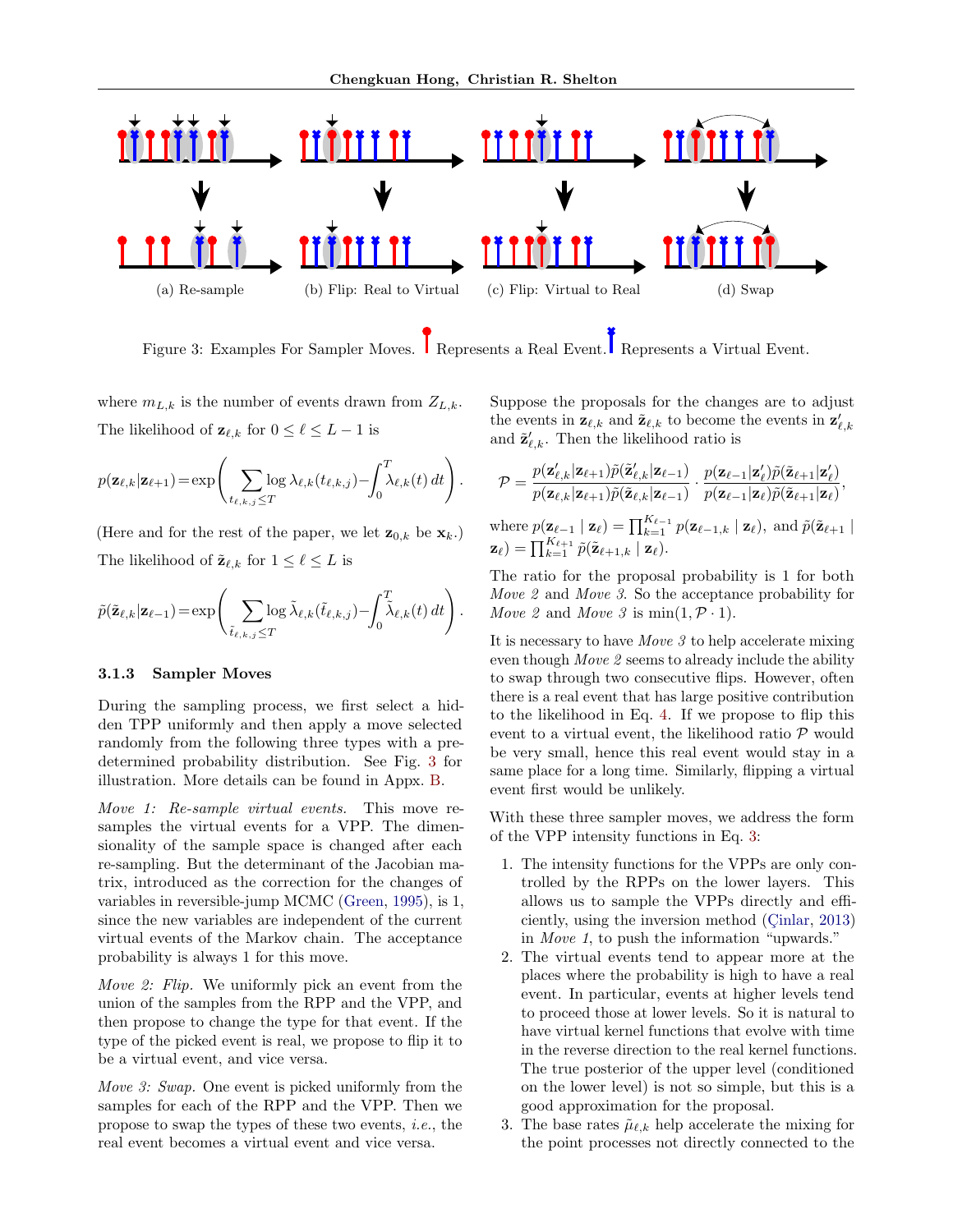(a) Re-sample (b) Flip: Real to Virtual (c) Flip: Virtual to Real (d) Swap

Figure 3: Examples For Sampler Moves. Red marker Represents a Real Event. Blue marker Represents a Virtual Event.

where $m_{L,k}$ is the number of events drawn from $Z_{L,k}$.

The likelihood of $\mathbf{z}_{\ell,k}$ for $0 \le \ell \le L-1$ is

$$p(\mathbf{z}_{\ell,k}|\mathbf{z}_{\ell+1}) = \exp\left(\sum_{t_{\ell,k,j} \le T} \log \lambda_{\ell,k}(t_{\ell,k,j}) - \int_0^T \lambda_{\ell,k}(t)\,dt\right).$$

(Here and for the rest of the paper, we let $\mathbf{z}_{0,k}$ be $\mathbf{x}_k$.)

The likelihood of $\tilde{\mathbf{z}}_{\ell,k}$ for $1 \le \ell \le L$ is

$$\tilde{p}(\tilde{\mathbf{z}}_{\ell,k}|\mathbf{z}_{\ell-1}) = \exp\left(\sum_{\tilde{t}_{\ell,k,j} \le T} \log \tilde{\lambda}_{\ell,k}(\tilde{t}_{\ell,k,j}) - \int_0^T \tilde{\lambda}_{\ell,k}(t)\,dt\right).$$

### 3.1.3 Sampler Moves

During the sampling process, we first select a hidden TPP uniformly and then apply a move selected randomly from the following three types with a predetermined probability distribution. See Fig. 3 for illustration. More details can be found in Appx. B.

*Move 1: Re-sample virtual events.* This move re-samples the virtual events for a VPP. The dimensionality of the sample space is changed after each re-sampling. But the determinant of the Jacobian matrix, introduced as the correction for the changes of variables in reversible-jump MCMC (Green, 1995), is 1, since the new variables are independent of the current virtual events of the Markov chain. The acceptance probability is always 1 for this move.

*Move 2: Flip.* We uniformly pick an event from the union of the samples from the RPP and the VPP, and then propose to change the type for that event. If the type of the picked event is real, we propose to flip it to be a virtual event, and vice versa.

*Move 3: Swap.* One event is picked uniformly from the samples for each of the RPP and the VPP. Then we propose to swap the types of these two events, *i.e.*, the real event becomes a virtual event and vice versa.

Suppose the proposals for the changes are to adjust the events in $\mathbf{z}_{\ell,k}$ and $\tilde{\mathbf{z}}_{\ell,k}$ to become the events in $\mathbf{z}'_{\ell,k}$ and $\tilde{\mathbf{z}}'_{\ell,k}$. Then the likelihood ratio is

$$\mathcal{P} = \frac{p(\mathbf{z}'_{\ell,k}|\mathbf{z}_{\ell+1})\tilde{p}(\tilde{\mathbf{z}}'_{\ell,k}|\mathbf{z}_{\ell-1})}{p(\mathbf{z}_{\ell,k}|\mathbf{z}_{\ell+1})\tilde{p}(\tilde{\mathbf{z}}_{\ell,k}|\mathbf{z}_{\ell-1})} \cdot \frac{p(\mathbf{z}_{\ell-1}|\mathbf{z}'_{\ell})\tilde{p}(\tilde{\mathbf{z}}_{\ell+1}|\mathbf{z}'_{\ell})}{p(\mathbf{z}_{\ell-1}|\mathbf{z}_{\ell})\tilde{p}(\tilde{\mathbf{z}}_{\ell+1}|\mathbf{z}_{\ell})},$$

where $p(\mathbf{z}_{\ell-1} \mid \mathbf{z}_\ell) = \prod_{k=1}^{K_{\ell-1}} p(\mathbf{z}_{\ell-1,k} \mid \mathbf{z}_\ell)$, and $\tilde{p}(\tilde{\mathbf{z}}_{\ell+1} \mid \mathbf{z}_\ell) = \prod_{k=1}^{K_{\ell+1}} \tilde{p}(\tilde{\mathbf{z}}_{\ell+1,k} \mid \mathbf{z}_\ell)$.

The ratio for the proposal probability is 1 for both *Move 2* and *Move 3*. So the acceptance probability for *Move 2* and *Move 3* is $\min(1, \mathcal{P} \cdot 1)$.

It is necessary to have *Move 3* to help accelerate mixing even though *Move 2* seems to already include the ability to swap through two consecutive flips. However, often there is a real event that has large positive contribution to the likelihood in Eq. 4. If we propose to flip this event to a virtual event, the likelihood ratio $\mathcal{P}$ would be very small, hence this real event would stay in a same place for a long time. Similarly, flipping a virtual event first would be unlikely.

With these three sampler moves, we address the form of the VPP intensity functions in Eq. 3:

1. The intensity functions for the VPPs are only controlled by the RPPs on the lower layers. This allows us to sample the VPPs directly and efficiently, using the inversion method (Çinlar, 2013) in *Move 1*, to push the information "upwards."
2. The virtual events tend to appear more at the places where the probability is high to have a real event. In particular, events at higher levels tend to proceed those at lower levels. So it is natural to have virtual kernel functions that evolve with time in the reverse direction to the real kernel functions. The true posterior of the upper level (conditioned on the lower level) is not so simple, but this is a good approximation for the proposal.
3. The base rates $\tilde{\mu}_{\ell,k}$ help accelerate the mixing for the point processes not directly connected to the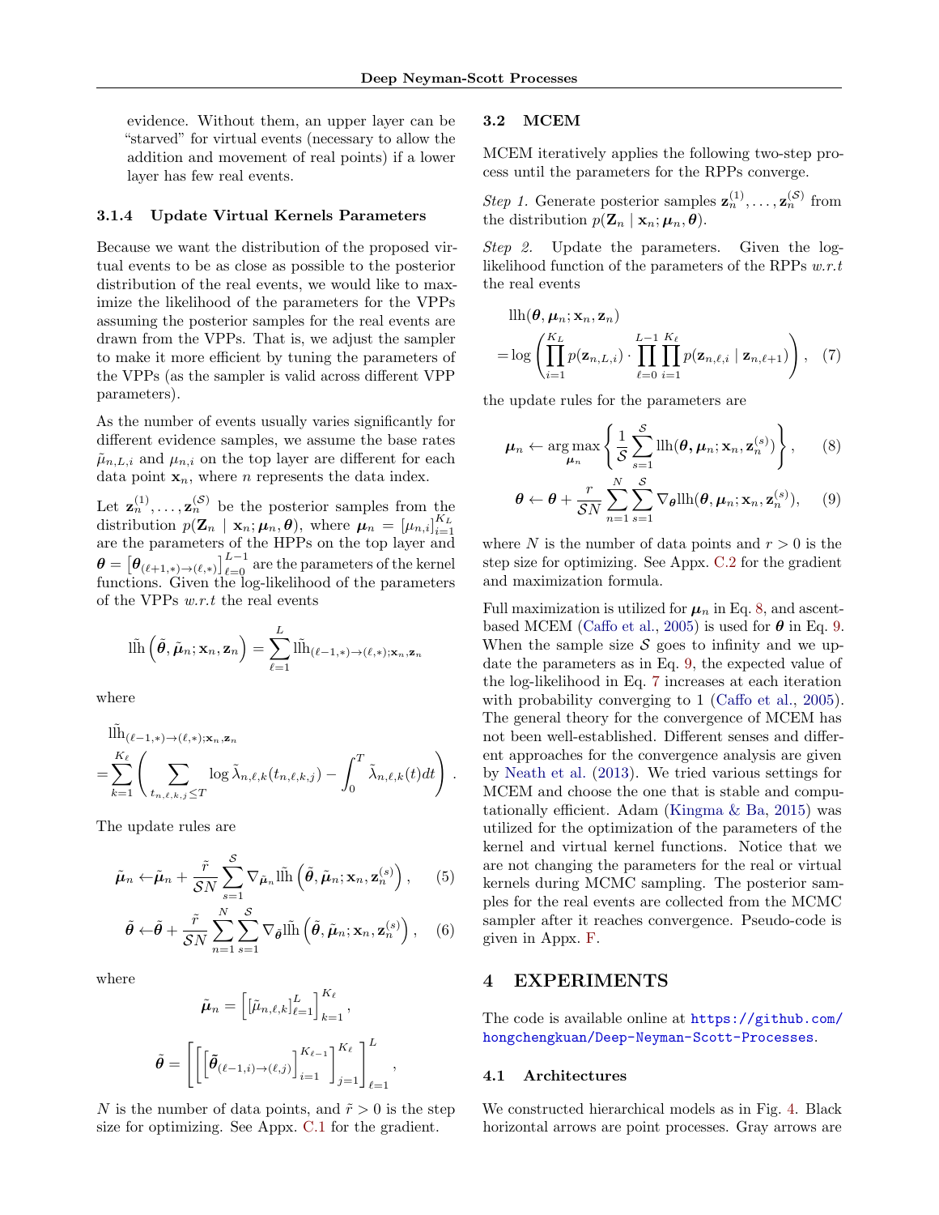evidence. Without them, an upper layer can be "starved" for virtual events (necessary to allow the addition and movement of real points) if a lower layer has few real events.

#### 3.1.4 Update Virtual Kernels Parameters

Because we want the distribution of the proposed virtual events to be as close as possible to the posterior distribution of the real events, we would like to maximize the likelihood of the parameters for the VPPs assuming the posterior samples for the real events are drawn from the VPPs. That is, we adjust the sampler to make it more efficient by tuning the parameters of the VPPs (as the sampler is valid across different VPP parameters).

As the number of events usually varies significantly for different evidence samples, we assume the base rates $\tilde{\mu}_{n,L,i}$ and $\mu_{n,i}$ on the top layer are different for each data point $\mathbf{x}_n$, where $n$ represents the data index.

Let $\mathbf{z}_n^{(1)}, \ldots, \mathbf{z}_n^{(\mathcal{S})}$ be the posterior samples from the distribution $p(\mathbf{Z}_n \mid \mathbf{x}_n; \boldsymbol{\mu}_n, \boldsymbol{\theta})$, where $\boldsymbol{\mu}_n = [\mu_{n,i}]_{i=1}^{K_L}$ are the parameters of the HPPs on the top layer and $\boldsymbol{\theta} = \left[\boldsymbol{\theta}_{(\ell+1,*)\to(\ell,*)}\right]_{\ell=0}^{L-1}$ are the parameters of the kernel functions. Given the log-likelihood of the parameters of the VPPs *w.r.t* the real events

$$
\tilde{\text{llh}}\left(\tilde{\boldsymbol{\theta}}, \tilde{\boldsymbol{\mu}}_n; \mathbf{x}_n, \mathbf{z}_n\right) = \sum_{\ell=1}^{L} \tilde{\text{llh}}_{(\ell-1,*)\to(\ell,*);\mathbf{x}_n,\mathbf{z}_n}
$$

where

$$
\begin{aligned}
&\tilde{\text{llh}}_{(\ell-1,*)\to(\ell,*);\mathbf{x}_n,\mathbf{z}_n} \\
&= \sum_{k=1}^{K_\ell} \left( \sum_{t_{n,\ell,k,j} \le T} \log \tilde{\lambda}_{n,\ell,k}(t_{n,\ell,k,j}) - \int_0^T \tilde{\lambda}_{n,\ell,k}(t) dt \right) .
\end{aligned}
$$

The update rules are

$$
\tilde{\boldsymbol{\mu}}_n \leftarrow \tilde{\boldsymbol{\mu}}_n + \frac{\tilde{r}}{\mathcal{S}N} \sum_{s=1}^{\mathcal{S}} \nabla_{\tilde{\boldsymbol{\mu}}_n} \tilde{\text{llh}}\left(\tilde{\boldsymbol{\theta}}, \tilde{\boldsymbol{\mu}}_n; \mathbf{x}_n, \mathbf{z}_n^{(s)}\right), \quad (5)
$$

$$
\tilde{\boldsymbol{\theta}} \leftarrow \tilde{\boldsymbol{\theta}} + \frac{\tilde{r}}{\mathcal{S}N} \sum_{n=1}^{N} \sum_{s=1}^{\mathcal{S}} \nabla_{\tilde{\boldsymbol{\theta}}} \tilde{\text{llh}}\left(\tilde{\boldsymbol{\theta}}, \tilde{\boldsymbol{\mu}}_n; \mathbf{x}_n, \mathbf{z}_n^{(s)}\right), \quad (6)
$$

where

$$
\tilde{\boldsymbol{\mu}}_n = \left[ [\tilde{\mu}_{n,\ell,k}]_{\ell=1}^{L} \right]_{k=1}^{K_\ell},
$$

$$
\tilde{\boldsymbol{\theta}} = \left[ \left[ \left[ \tilde{\boldsymbol{\theta}}_{(\ell-1,i)\to(\ell,j)} \right]_{i=1}^{K_{\ell-1}} \right]_{j=1}^{K_\ell} \right]_{\ell=1}^{L},
$$

$N$ is the number of data points, and $\tilde{r} > 0$ is the step size for optimizing. See Appx. C.1 for the gradient.

### 3.2 MCEM

MCEM iteratively applies the following two-step process until the parameters for the RPPs converge.

*Step 1.* Generate posterior samples $\mathbf{z}_n^{(1)}, \ldots, \mathbf{z}_n^{(\mathcal{S})}$ from the distribution $p(\mathbf{Z}_n \mid \mathbf{x}_n; \boldsymbol{\mu}_n, \boldsymbol{\theta})$.

*Step 2.* Update the parameters. Given the log-likelihood function of the parameters of the RPPs *w.r.t* the real events

$$
\begin{aligned}
&\text{llh}(\boldsymbol{\theta}, \boldsymbol{\mu}_n; \mathbf{x}_n, \mathbf{z}_n) \\
&= \log \left( \prod_{i=1}^{K_L} p(\mathbf{z}_{n,L,i}) \cdot \prod_{\ell=0}^{L-1} \prod_{i=1}^{K_\ell} p(\mathbf{z}_{n,\ell,i} \mid \mathbf{z}_{n,\ell+1}) \right), \quad (7)
\end{aligned}
$$

the update rules for the parameters are

$$
\boldsymbol{\mu}_n \leftarrow \arg\max_{\boldsymbol{\mu}_n} \left\{ \frac{1}{\mathcal{S}} \sum_{s=1}^{\mathcal{S}} \text{llh}(\boldsymbol{\theta}, \boldsymbol{\mu}_n; \mathbf{x}_n, \mathbf{z}_n^{(s)}) \right\}, \quad (8)
$$

$$
\boldsymbol{\theta} \leftarrow \boldsymbol{\theta} + \frac{r}{\mathcal{S}N} \sum_{n=1}^{N} \sum_{s=1}^{\mathcal{S}} \nabla_{\boldsymbol{\theta}} \text{llh}(\boldsymbol{\theta}, \boldsymbol{\mu}_n; \mathbf{x}_n, \mathbf{z}_n^{(s)}), \quad (9)
$$

where $N$ is the number of data points and $r > 0$ is the step size for optimizing. See Appx. C.2 for the gradient and maximization formula.

Full maximization is utilized for $\boldsymbol{\mu}_n$ in Eq. 8, and ascent-based MCEM (Caffo et al., 2005) is used for $\boldsymbol{\theta}$ in Eq. 9. When the sample size $\mathcal{S}$ goes to infinity and we update the parameters as in Eq. 9, the expected value of the log-likelihood in Eq. 7 increases at each iteration with probability converging to 1 (Caffo et al., 2005). The general theory for the convergence of MCEM has not been well-established. Different senses and different approaches for the convergence analysis are given by Neath et al. (2013). We tried various settings for MCEM and choose the one that is stable and computationally efficient. Adam (Kingma & Ba, 2015) was utilized for the optimization of the parameters of the kernel and virtual kernel functions. Notice that we are not changing the parameters for the real or virtual kernels during MCMC sampling. The posterior samples for the real events are collected from the MCMC sampler after it reaches convergence. Pseudo-code is given in Appx. F.

## 4 EXPERIMENTS

The code is available online at https://github.com/hongchengkuan/Deep-Neyman-Scott-Processes.

### 4.1 Architectures

We constructed hierarchical models as in Fig. 4. Black horizontal arrows are point processes. Gray arrows are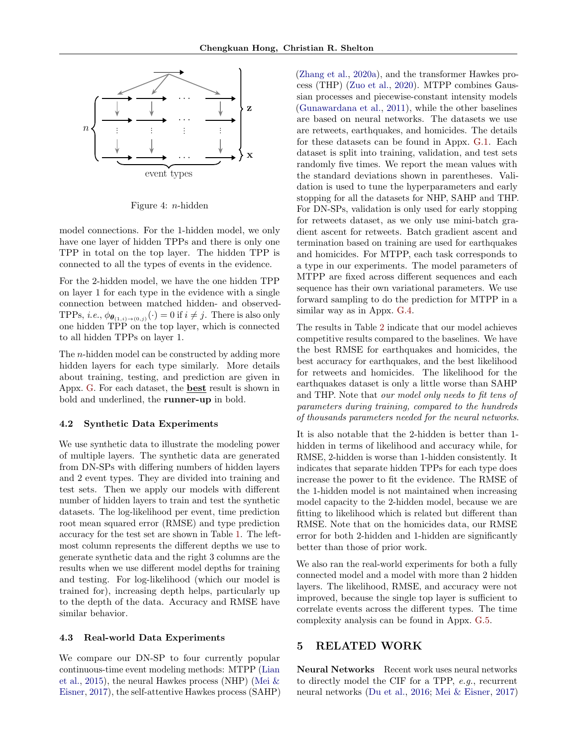Figure 4: $n$-hidden

model connections. For the 1-hidden model, we only have one layer of hidden TPPs and there is only one TPP in total on the top layer. The hidden TPP is connected to all the types of events in the evidence.

For the 2-hidden model, we have the one hidden TPP on layer 1 for each type in the evidence with a single connection between matched hidden- and observed-TPPs, *i.e.*, $\phi_{\boldsymbol{\theta}_{(1,i)\to(0,j)}}(\cdot) = 0$ if $i \neq j$. There is also only one hidden TPP on the top layer, which is connected to all hidden TPPs on layer 1.

The $n$-hidden model can be constructed by adding more hidden layers for each type similarly. More details about training, testing, and prediction are given in Appx. G. For each dataset, the <u>**best**</u> result is shown in bold and underlined, the **runner-up** in bold.

### 4.2 Synthetic Data Experiments

We use synthetic data to illustrate the modeling power of multiple layers. The synthetic data are generated from DN-SPs with differing numbers of hidden layers and 2 event types. They are divided into training and test sets. Then we apply our models with different number of hidden layers to train and test the synthetic datasets. The log-likelihood per event, time prediction root mean squared error (RMSE) and type prediction accuracy for the test set are shown in Table 1. The left-most column represents the different depths we use to generate synthetic data and the right 3 columns are the results when we use different model depths for training and testing. For log-likelihood (which our model is trained for), increasing depth helps, particularly up to the depth of the data. Accuracy and RMSE have similar behavior.

### 4.3 Real-world Data Experiments

We compare our DN-SP to four currently popular continuous-time event modeling methods: MTPP (Lian et al., 2015), the neural Hawkes process (NHP) (Mei & Eisner, 2017), the self-attentive Hawkes process (SAHP) (Zhang et al., 2020a), and the transformer Hawkes process (THP) (Zuo et al., 2020). MTPP combines Gaussian processes and piecewise-constant intensity models (Gunawardana et al., 2011), while the other baselines are based on neural networks. The datasets we use are retweets, earthquakes, and homicides. The details for these datasets can be found in Appx. G.1. Each dataset is split into training, validation, and test sets randomly five times. We report the mean values with the standard deviations shown in parentheses. Validation is used to tune the hyperparameters and early stopping for all the datasets for NHP, SAHP and THP. For DN-SPs, validation is only used for early stopping for retweets dataset, as we only use mini-batch gradient ascent for retweets. Batch gradient ascent and termination based on training are used for earthquakes and homicides. For MTPP, each task corresponds to a type in our experiments. The model parameters of MTPP are fixed across different sequences and each sequence has their own variational parameters. We use forward sampling to do the prediction for MTPP in a similar way as in Appx. G.4.

The results in Table 2 indicate that our model achieves competitive results compared to the baselines. We have the best RMSE for earthquakes and homicides, the best accuracy for earthquakes, and the best likelihood for retweets and homicides. The likelihood for the earthquakes dataset is only a little worse than SAHP and THP. Note that *our model only needs to fit tens of parameters during training, compared to the hundreds of thousands parameters needed for the neural networks*.

It is also notable that the 2-hidden is better than 1-hidden in terms of likelihood and accuracy while, for RMSE, 2-hidden is worse than 1-hidden consistently. It indicates that separate hidden TPPs for each type does increase the power to fit the evidence. The RMSE of the 1-hidden model is not maintained when increasing model capacity to the 2-hidden model, because we are fitting to likelihood which is related but different than RMSE. Note that on the homicides data, our RMSE error for both 2-hidden and 1-hidden are significantly better than those of prior work.

We also ran the real-world experiments for both a fully connected model and a model with more than 2 hidden layers. The likelihood, RMSE, and accuracy were not improved, because the single top layer is sufficient to correlate events across the different types. The time complexity analysis can be found in Appx. G.5.

## 5 RELATED WORK

**Neural Networks** Recent work uses neural networks to directly model the CIF for a TPP, *e.g.*, recurrent neural networks (Du et al., 2016; Mei & Eisner, 2017)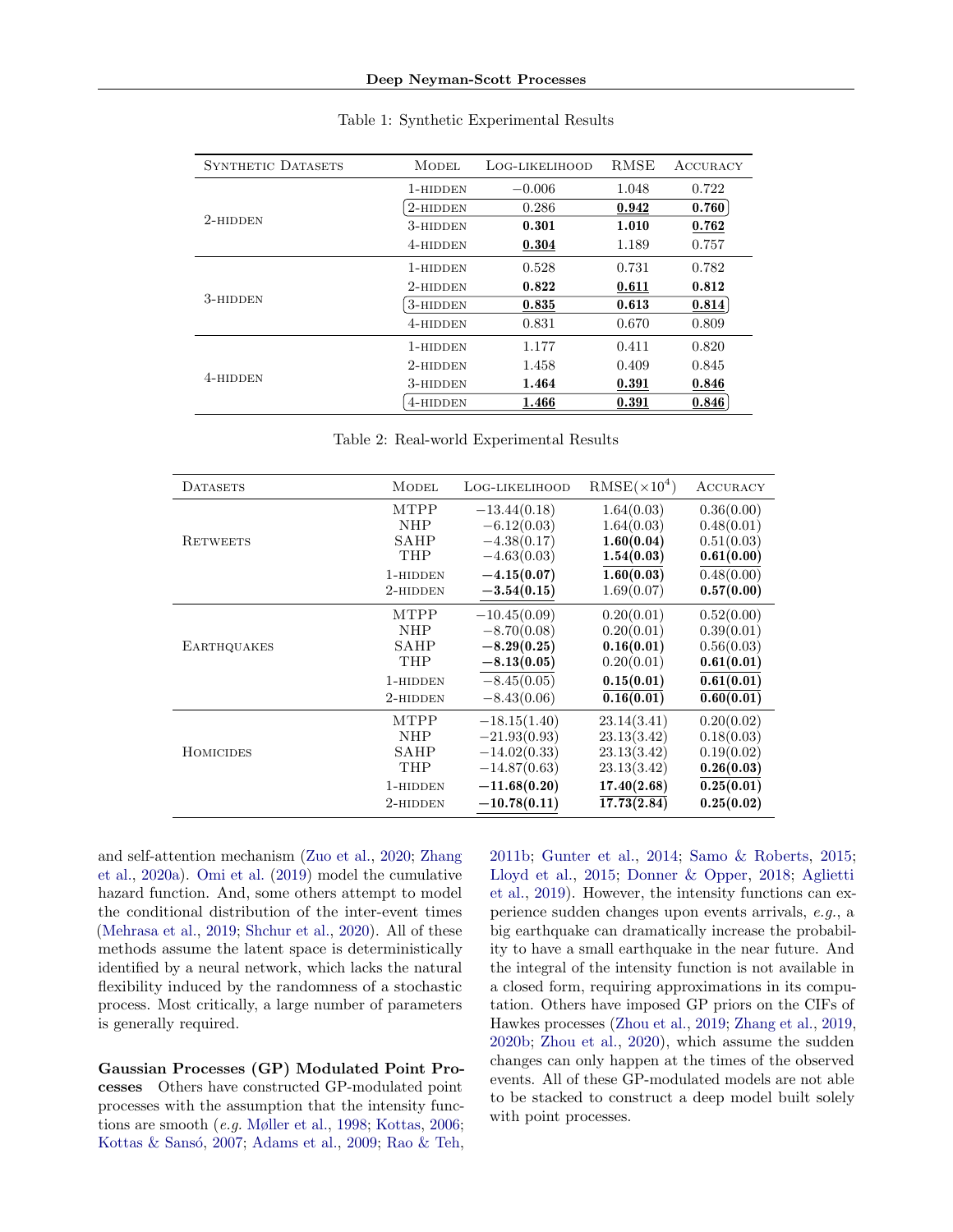Table 1: Synthetic Experimental Results

| Synthetic Datasets | Model | Log-likelihood | RMSE | Accuracy |
|---|---|---|---|---|
| 2-hidden | 1-hidden | $-0.006$ | 1.048 | 0.722 |
| | 2-hidden | 0.286 | **<u>0.942</u>** | **0.760** |
| | 3-hidden | **0.301** | **1.010** | **<u>0.762</u>** |
| | 4-hidden | **<u>0.304</u>** | 1.189 | 0.757 |
| 3-hidden | 1-hidden | 0.528 | 0.731 | 0.782 |
| | 2-hidden | **0.822** | **<u>0.611</u>** | **0.812** |
| | 3-hidden | **<u>0.835</u>** | **0.613** | **<u>0.814</u>** |
| | 4-hidden | 0.831 | 0.670 | 0.809 |
| 4-hidden | 1-hidden | 1.177 | 0.411 | 0.820 |
| | 2-hidden | 1.458 | 0.409 | 0.845 |
| | 3-hidden | **1.464** | **<u>0.391</u>** | **<u>0.846</u>** |
| | 4-hidden | **<u>1.466</u>** | **<u>0.391</u>** | **<u>0.846</u>** |

Table 2: Real-world Experimental Results

| Datasets | Model | Log-likelihood | RMSE($\times 10^4$) | Accuracy |
|---|---|---|---|---|
| Retweets | MTPP | $-13.44(0.18)$ | 1.64(0.03) | 0.36(0.00) |
| | NHP | $-6.12(0.03)$ | 1.64(0.03) | 0.48(0.01) |
| | SAHP | $-4.38(0.17)$ | **1.60(0.04)** | 0.51(0.03) |
| | THP | $-4.63(0.03)$ | **<u>1.54(0.03)</u>** | **<u>0.61(0.00)</u>** |
| | 1-hidden | **$-4.15(0.07)$** | **1.60(0.03)** | 0.48(0.00) |
| | 2-hidden | **<u>$-3.54(0.15)$</u>** | 1.69(0.07) | **0.57(0.00)** |
| Earthquakes | MTPP | $-10.45(0.09)$ | 0.20(0.01) | 0.52(0.00) |
| | NHP | $-8.70(0.08)$ | 0.20(0.01) | 0.39(0.01) |
| | SAHP | **$-8.29(0.25)$** | **0.16(0.01)** | 0.56(0.03) |
| | THP | **<u>$-8.13(0.05)$</u>** | 0.20(0.01) | **0.61(0.01)** |
| | 1-hidden | $-8.45(0.05)$ | **0.15(0.01)** | **<u>0.61(0.01)</u>** |
| | 2-hidden | $-8.43(0.06)$ | **<u>0.16(0.01)</u>** | **<u>0.60(0.01)</u>** |
| Homicides | MTPP | $-18.15(1.40)$ | 23.14(3.41) | 0.20(0.02) |
| | NHP | $-21.93(0.93)$ | 23.13(3.42) | 0.18(0.03) |
| | SAHP | $-14.02(0.33)$ | 23.13(3.42) | 0.19(0.02) |
| | THP | $-14.87(0.63)$ | 23.13(3.42) | **<u>0.26(0.03)</u>** |
| | 1-hidden | **$-11.68(0.20)$** | **<u>17.40(2.68)</u>** | **<u>0.25(0.01)</u>** |
| | 2-hidden | **<u>$-10.78(0.11)$</u>** | **<u>17.73(2.84)</u>** | **0.25(0.02)** |

and self-attention mechanism (Zuo et al., 2020; Zhang et al., 2020a). Omi et al. (2019) model the cumulative hazard function. And, some others attempt to model the conditional distribution of the inter-event times (Mehrasa et al., 2019; Shchur et al., 2020). All of these methods assume the latent space is deterministically identified by a neural network, which lacks the natural flexibility induced by the randomness of a stochastic process. Most critically, a large number of parameters is generally required.

**Gaussian Processes (GP) Modulated Point Processes** Others have constructed GP-modulated point processes with the assumption that the intensity functions are smooth (*e.g.* Møller et al., 1998; Kottas, 2006; Kottas & Sansó, 2007; Adams et al., 2009; Rao & Teh, 2011b; Gunter et al., 2014; Samo & Roberts, 2015; Lloyd et al., 2015; Donner & Opper, 2018; Aglietti et al., 2019). However, the intensity functions can experience sudden changes upon events arrivals, *e.g.*, a big earthquake can dramatically increase the probability to have a small earthquake in the near future. And the integral of the intensity function is not available in a closed form, requiring approximations in its computation. Others have imposed GP priors on the CIFs of Hawkes processes (Zhou et al., 2019; Zhang et al., 2019, 2020b; Zhou et al., 2020), which assume the sudden changes can only happen at the times of the observed events. All of these GP-modulated models are not able to be stacked to construct a deep model built solely with point processes.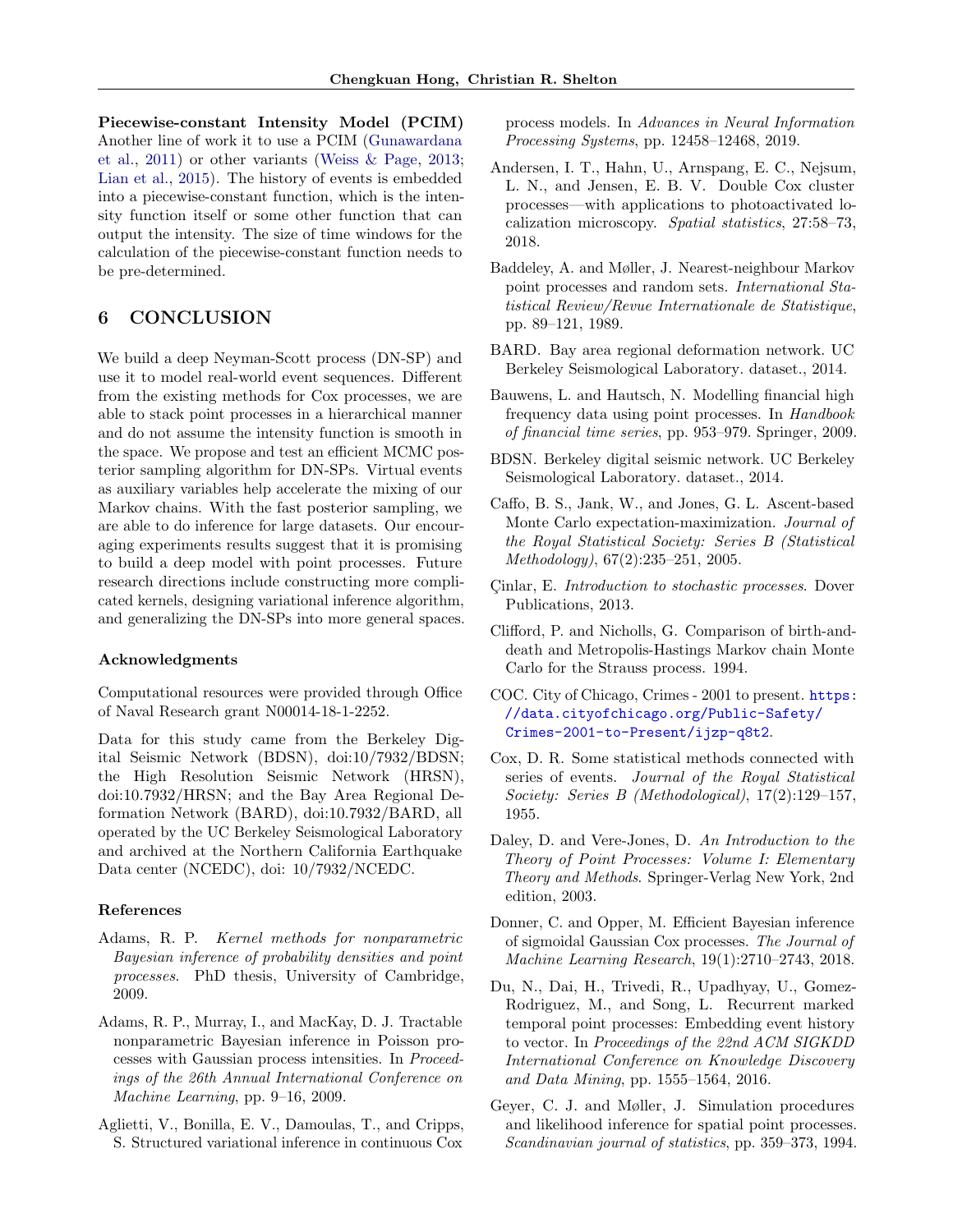**Piecewise-constant Intensity Model (PCIM)** Another line of work it to use a PCIM (Gunawardana et al., 2011) or other variants (Weiss & Page, 2013; Lian et al., 2015). The history of events is embedded into a piecewise-constant function, which is the intensity function itself or some other function that can output the intensity. The size of time windows for the calculation of the piecewise-constant function needs to be pre-determined.

## 6 CONCLUSION

We build a deep Neyman-Scott process (DN-SP) and use it to model real-world event sequences. Different from the existing methods for Cox processes, we are able to stack point processes in a hierarchical manner and do not assume the intensity function is smooth in the space. We propose and test an efficient MCMC posterior sampling algorithm for DN-SPs. Virtual events as auxiliary variables help accelerate the mixing of our Markov chains. With the fast posterior sampling, we are able to do inference for large datasets. Our encouraging experiments results suggest that it is promising to build a deep model with point processes. Future research directions include constructing more complicated kernels, designing variational inference algorithm, and generalizing the DN-SPs into more general spaces.

### Acknowledgments

Computational resources were provided through Office of Naval Research grant N00014-18-1-2252.

Data for this study came from the Berkeley Digital Seismic Network (BDSN), doi:10/7932/BDSN; the High Resolution Seismic Network (HRSN), doi:10.7932/HRSN; and the Bay Area Regional Deformation Network (BARD), doi:10.7932/BARD, all operated by the UC Berkeley Seismological Laboratory and archived at the Northern California Earthquake Data center (NCEDC), doi: 10/7932/NCEDC.

### References

Adams, R. P. *Kernel methods for nonparametric Bayesian inference of probability densities and point processes*. PhD thesis, University of Cambridge, 2009.

Adams, R. P., Murray, I., and MacKay, D. J. Tractable nonparametric Bayesian inference in Poisson processes with Gaussian process intensities. In *Proceedings of the 26th Annual International Conference on Machine Learning*, pp. 9–16, 2009.

Aglietti, V., Bonilla, E. V., Damoulas, T., and Cripps, S. Structured variational inference in continuous Cox process models. In *Advances in Neural Information Processing Systems*, pp. 12458–12468, 2019.

Andersen, I. T., Hahn, U., Arnspang, E. C., Nejsum, L. N., and Jensen, E. B. V. Double Cox cluster processes—with applications to photoactivated localization microscopy. *Spatial statistics*, 27:58–73, 2018.

Baddeley, A. and Møller, J. Nearest-neighbour Markov point processes and random sets. *International Statistical Review/Revue Internationale de Statistique*, pp. 89–121, 1989.

BARD. Bay area regional deformation network. UC Berkeley Seismological Laboratory. dataset., 2014.

Bauwens, L. and Hautsch, N. Modelling financial high frequency data using point processes. In *Handbook of financial time series*, pp. 953–979. Springer, 2009.

BDSN. Berkeley digital seismic network. UC Berkeley Seismological Laboratory. dataset., 2014.

Caffo, B. S., Jank, W., and Jones, G. L. Ascent-based Monte Carlo expectation-maximization. *Journal of the Royal Statistical Society: Series B (Statistical Methodology)*, 67(2):235–251, 2005.

Çinlar, E. *Introduction to stochastic processes*. Dover Publications, 2013.

Clifford, P. and Nicholls, G. Comparison of birth-and-death and Metropolis-Hastings Markov chain Monte Carlo for the Strauss process. 1994.

COC. City of Chicago, Crimes - 2001 to present. https://data.cityofchicago.org/Public-Safety/Crimes-2001-to-Present/ijzp-q8t2.

Cox, D. R. Some statistical methods connected with series of events. *Journal of the Royal Statistical Society: Series B (Methodological)*, 17(2):129–157, 1955.

Daley, D. and Vere-Jones, D. *An Introduction to the Theory of Point Processes: Volume I: Elementary Theory and Methods*. Springer-Verlag New York, 2nd edition, 2003.

Donner, C. and Opper, M. Efficient Bayesian inference of sigmoidal Gaussian Cox processes. *The Journal of Machine Learning Research*, 19(1):2710–2743, 2018.

Du, N., Dai, H., Trivedi, R., Upadhyay, U., Gomez-Rodriguez, M., and Song, L. Recurrent marked temporal point processes: Embedding event history to vector. In *Proceedings of the 22nd ACM SIGKDD International Conference on Knowledge Discovery and Data Mining*, pp. 1555–1564, 2016.

Geyer, C. J. and Møller, J. Simulation procedures and likelihood inference for spatial point processes. *Scandinavian journal of statistics*, pp. 359–373, 1994.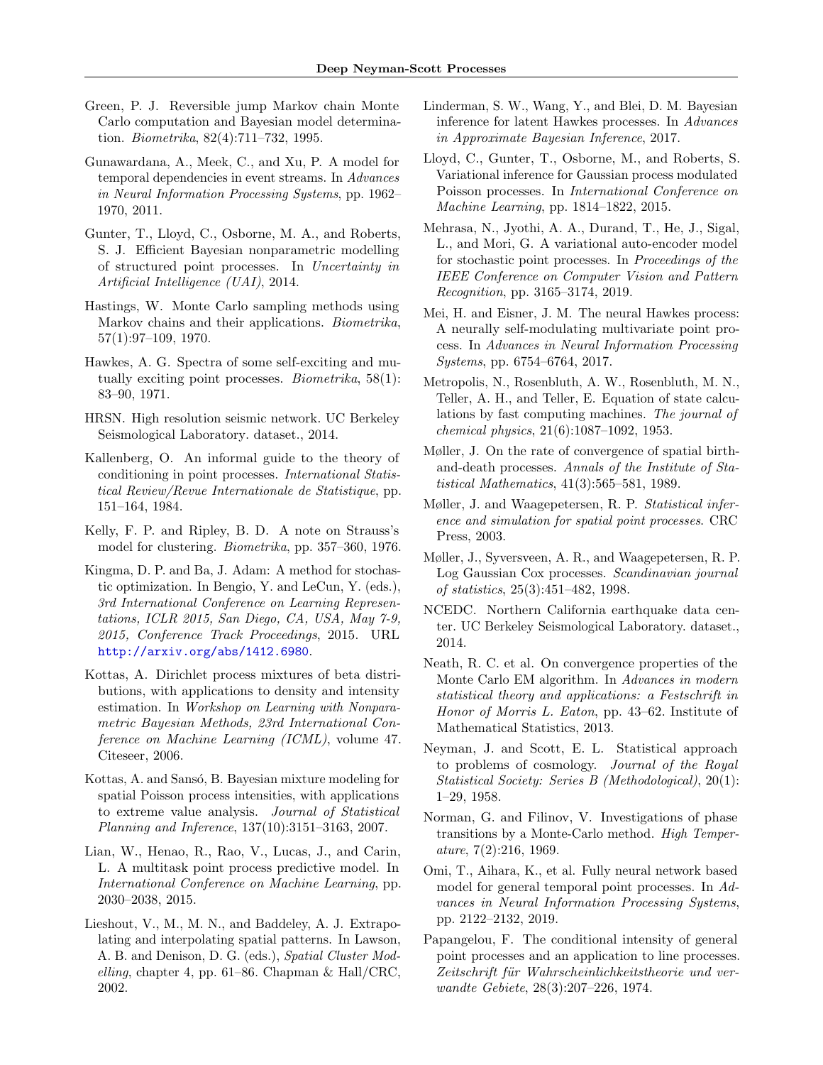Green, P. J. Reversible jump Markov chain Monte Carlo computation and Bayesian model determination. *Biometrika*, 82(4):711–732, 1995.

Gunawardana, A., Meek, C., and Xu, P. A model for temporal dependencies in event streams. In *Advances in Neural Information Processing Systems*, pp. 1962–1970, 2011.

Gunter, T., Lloyd, C., Osborne, M. A., and Roberts, S. J. Efficient Bayesian nonparametric modelling of structured point processes. In *Uncertainty in Artificial Intelligence (UAI)*, 2014.

Hastings, W. Monte Carlo sampling methods using Markov chains and their applications. *Biometrika*, 57(1):97–109, 1970.

Hawkes, A. G. Spectra of some self-exciting and mutually exciting point processes. *Biometrika*, 58(1): 83–90, 1971.

HRSN. High resolution seismic network. UC Berkeley Seismological Laboratory. dataset., 2014.

Kallenberg, O. An informal guide to the theory of conditioning in point processes. *International Statistical Review/Revue Internationale de Statistique*, pp. 151–164, 1984.

Kelly, F. P. and Ripley, B. D. A note on Strauss's model for clustering. *Biometrika*, pp. 357–360, 1976.

Kingma, D. P. and Ba, J. Adam: A method for stochastic optimization. In Bengio, Y. and LeCun, Y. (eds.), *3rd International Conference on Learning Representations, ICLR 2015, San Diego, CA, USA, May 7-9, 2015, Conference Track Proceedings*, 2015. URL http://arxiv.org/abs/1412.6980.

Kottas, A. Dirichlet process mixtures of beta distributions, with applications to density and intensity estimation. In *Workshop on Learning with Nonparametric Bayesian Methods, 23rd International Conference on Machine Learning (ICML)*, volume 47. Citeseer, 2006.

Kottas, A. and Sansó, B. Bayesian mixture modeling for spatial Poisson process intensities, with applications to extreme value analysis. *Journal of Statistical Planning and Inference*, 137(10):3151–3163, 2007.

Lian, W., Henao, R., Rao, V., Lucas, J., and Carin, L. A multitask point process predictive model. In *International Conference on Machine Learning*, pp. 2030–2038, 2015.

Lieshout, V., M., M. N., and Baddeley, A. J. Extrapolating and interpolating spatial patterns. In Lawson, A. B. and Denison, D. G. (eds.), *Spatial Cluster Modelling*, chapter 4, pp. 61–86. Chapman & Hall/CRC, 2002.

Linderman, S. W., Wang, Y., and Blei, D. M. Bayesian inference for latent Hawkes processes. In *Advances in Approximate Bayesian Inference*, 2017.

Lloyd, C., Gunter, T., Osborne, M., and Roberts, S. Variational inference for Gaussian process modulated Poisson processes. In *International Conference on Machine Learning*, pp. 1814–1822, 2015.

Mehrasa, N., Jyothi, A. A., Durand, T., He, J., Sigal, L., and Mori, G. A variational auto-encoder model for stochastic point processes. In *Proceedings of the IEEE Conference on Computer Vision and Pattern Recognition*, pp. 3165–3174, 2019.

Mei, H. and Eisner, J. M. The neural Hawkes process: A neurally self-modulating multivariate point process. In *Advances in Neural Information Processing Systems*, pp. 6754–6764, 2017.

Metropolis, N., Rosenbluth, A. W., Rosenbluth, M. N., Teller, A. H., and Teller, E. Equation of state calculations by fast computing machines. *The journal of chemical physics*, 21(6):1087–1092, 1953.

Møller, J. On the rate of convergence of spatial birth-and-death processes. *Annals of the Institute of Statistical Mathematics*, 41(3):565–581, 1989.

Møller, J. and Waagepetersen, R. P. *Statistical inference and simulation for spatial point processes*. CRC Press, 2003.

Møller, J., Syversveen, A. R., and Waagepetersen, R. P. Log Gaussian Cox processes. *Scandinavian journal of statistics*, 25(3):451–482, 1998.

NCEDC. Northern California earthquake data center. UC Berkeley Seismological Laboratory. dataset., 2014.

Neath, R. C. et al. On convergence properties of the Monte Carlo EM algorithm. In *Advances in modern statistical theory and applications: a Festschrift in Honor of Morris L. Eaton*, pp. 43–62. Institute of Mathematical Statistics, 2013.

Neyman, J. and Scott, E. L. Statistical approach to problems of cosmology. *Journal of the Royal Statistical Society: Series B (Methodological)*, 20(1): 1–29, 1958.

Norman, G. and Filinov, V. Investigations of phase transitions by a Monte-Carlo method. *High Temperature*, 7(2):216, 1969.

Omi, T., Aihara, K., et al. Fully neural network based model for general temporal point processes. In *Advances in Neural Information Processing Systems*, pp. 2122–2132, 2019.

Papangelou, F. The conditional intensity of general point processes and an application to line processes. *Zeitschrift für Wahrscheinlichkeitstheorie und verwandte Gebiete*, 28(3):207–226, 1974.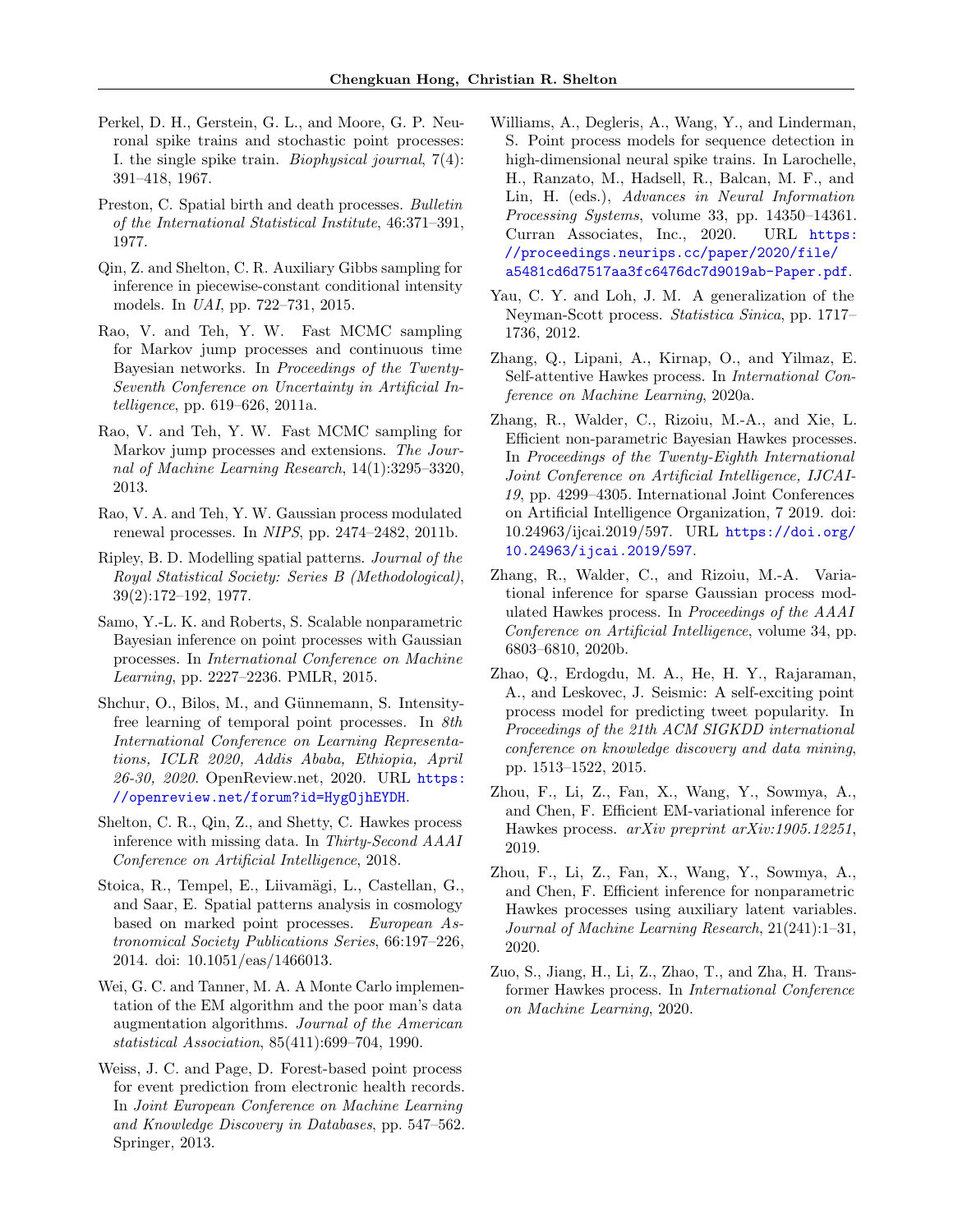Perkel, D. H., Gerstein, G. L., and Moore, G. P. Neuronal spike trains and stochastic point processes: I. the single spike train. *Biophysical journal*, 7(4): 391–418, 1967.

Preston, C. Spatial birth and death processes. *Bulletin of the International Statistical Institute*, 46:371–391, 1977.

Qin, Z. and Shelton, C. R. Auxiliary Gibbs sampling for inference in piecewise-constant conditional intensity models. In *UAI*, pp. 722–731, 2015.

Rao, V. and Teh, Y. W. Fast MCMC sampling for Markov jump processes and continuous time Bayesian networks. In *Proceedings of the Twenty-Seventh Conference on Uncertainty in Artificial Intelligence*, pp. 619–626, 2011a.

Rao, V. and Teh, Y. W. Fast MCMC sampling for Markov jump processes and extensions. *The Journal of Machine Learning Research*, 14(1):3295–3320, 2013.

Rao, V. A. and Teh, Y. W. Gaussian process modulated renewal processes. In *NIPS*, pp. 2474–2482, 2011b.

Ripley, B. D. Modelling spatial patterns. *Journal of the Royal Statistical Society: Series B (Methodological)*, 39(2):172–192, 1977.

Samo, Y.-L. K. and Roberts, S. Scalable nonparametric Bayesian inference on point processes with Gaussian processes. In *International Conference on Machine Learning*, pp. 2227–2236. PMLR, 2015.

Shchur, O., Bilos, M., and Günnemann, S. Intensity-free learning of temporal point processes. In *8th International Conference on Learning Representations, ICLR 2020, Addis Ababa, Ethiopia, April 26-30, 2020*. OpenReview.net, 2020. URL https://openreview.net/forum?id=HygOjhEYDH.

Shelton, C. R., Qin, Z., and Shetty, C. Hawkes process inference with missing data. In *Thirty-Second AAAI Conference on Artificial Intelligence*, 2018.

Stoica, R., Tempel, E., Liivamägi, L., Castellan, G., and Saar, E. Spatial patterns analysis in cosmology based on marked point processes. *European Astronomical Society Publications Series*, 66:197–226, 2014. doi: 10.1051/eas/1466013.

Wei, G. C. and Tanner, M. A. A Monte Carlo implementation of the EM algorithm and the poor man's data augmentation algorithms. *Journal of the American statistical Association*, 85(411):699–704, 1990.

Weiss, J. C. and Page, D. Forest-based point process for event prediction from electronic health records. In *Joint European Conference on Machine Learning and Knowledge Discovery in Databases*, pp. 547–562. Springer, 2013.

Williams, A., Degleris, A., Wang, Y., and Linderman, S. Point process models for sequence detection in high-dimensional neural spike trains. In Larochelle, H., Ranzato, M., Hadsell, R., Balcan, M. F., and Lin, H. (eds.), *Advances in Neural Information Processing Systems*, volume 33, pp. 14350–14361. Curran Associates, Inc., 2020. URL https://proceedings.neurips.cc/paper/2020/file/a5481cd6d7517aa3fc6476dc7d9019ab-Paper.pdf.

Yau, C. Y. and Loh, J. M. A generalization of the Neyman-Scott process. *Statistica Sinica*, pp. 1717–1736, 2012.

Zhang, Q., Lipani, A., Kirnap, O., and Yilmaz, E. Self-attentive Hawkes process. In *International Conference on Machine Learning*, 2020a.

Zhang, R., Walder, C., Rizoiu, M.-A., and Xie, L. Efficient non-parametric Bayesian Hawkes processes. In *Proceedings of the Twenty-Eighth International Joint Conference on Artificial Intelligence, IJCAI-19*, pp. 4299–4305. International Joint Conferences on Artificial Intelligence Organization, 7 2019. doi: 10.24963/ijcai.2019/597. URL https://doi.org/10.24963/ijcai.2019/597.

Zhang, R., Walder, C., and Rizoiu, M.-A. Variational inference for sparse Gaussian process modulated Hawkes process. In *Proceedings of the AAAI Conference on Artificial Intelligence*, volume 34, pp. 6803–6810, 2020b.

Zhao, Q., Erdogdu, M. A., He, H. Y., Rajaraman, A., and Leskovec, J. Seismic: A self-exciting point process model for predicting tweet popularity. In *Proceedings of the 21th ACM SIGKDD international conference on knowledge discovery and data mining*, pp. 1513–1522, 2015.

Zhou, F., Li, Z., Fan, X., Wang, Y., Sowmya, A., and Chen, F. Efficient EM-variational inference for Hawkes process. *arXiv preprint arXiv:1905.12251*, 2019.

Zhou, F., Li, Z., Fan, X., Wang, Y., Sowmya, A., and Chen, F. Efficient inference for nonparametric Hawkes processes using auxiliary latent variables. *Journal of Machine Learning Research*, 21(241):1–31, 2020.

Zuo, S., Jiang, H., Li, Z., Zhao, T., and Zha, H. Transformer Hawkes process. In *International Conference on Machine Learning*, 2020.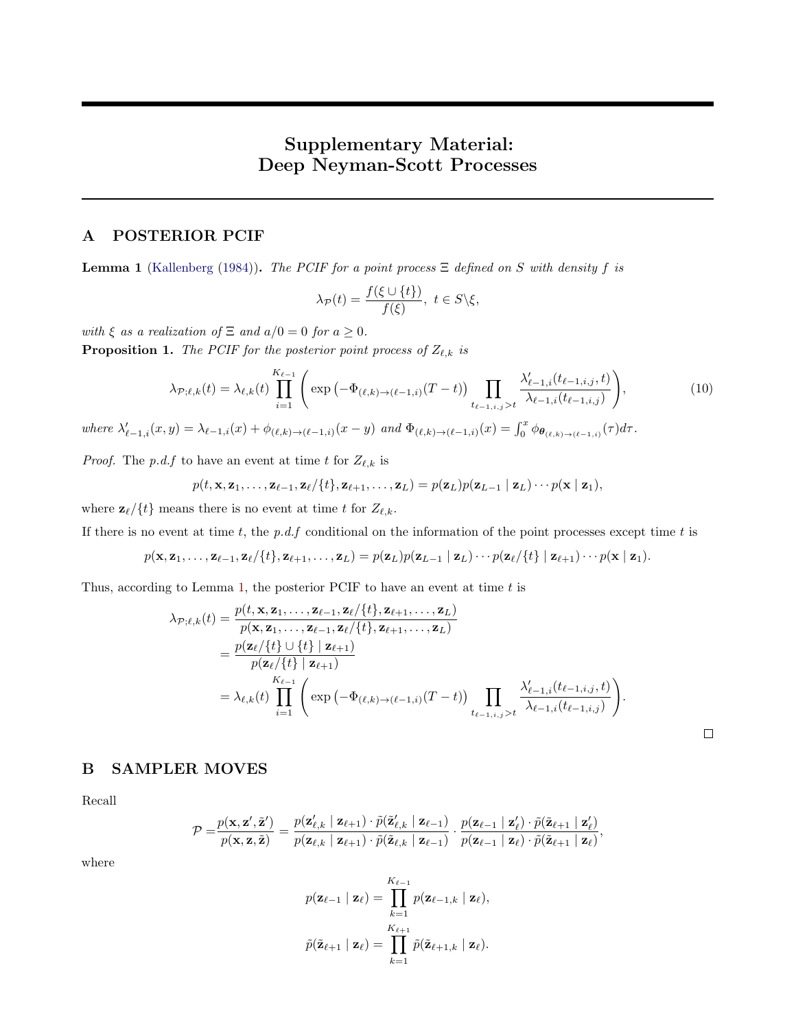# Supplementary Material: Deep Neyman-Scott Processes

## A POSTERIOR PCIF

**Lemma 1** (Kallenberg (1984))**.** *The PCIF for a point process $\Xi$ defined on $S$ with density $f$ is*

$$\lambda_{\mathcal{P}}(t) = \frac{f(\xi \cup \{t\})}{f(\xi)},\ t \in S \backslash \xi,$$

*with $\xi$ as a realization of $\Xi$ and $a/0 = 0$ for $a \geq 0$.*

**Proposition 1.** *The PCIF for the posterior point process of $Z_{\ell,k}$ is*

$$\lambda_{\mathcal{P};\ell,k}(t) = \lambda_{\ell,k}(t) \prod_{i=1}^{K_{\ell-1}} \left( \exp\left(-\Phi_{(\ell,k)\to(\ell-1,i)}(T-t)\right) \prod_{t_{\ell-1,i,j}>t} \frac{\lambda'_{\ell-1,i}(t_{\ell-1,i,j}, t)}{\lambda_{\ell-1,i}(t_{\ell-1,i,j})} \right), \tag{10}$$

*where $\lambda'_{\ell-1,i}(x,y) = \lambda_{\ell-1,i}(x) + \phi_{(\ell,k)\to(\ell-1,i)}(x-y)$ and $\Phi_{(\ell,k)\to(\ell-1,i)}(x) = \int_0^x \phi_{\boldsymbol{\theta}_{(\ell,k)\to(\ell-1,i)}}(\tau)d\tau$.*

*Proof.* The *p.d.f* to have an event at time $t$ for $Z_{\ell,k}$ is

$$p(t, \mathbf{x}, \mathbf{z}_1, \ldots, \mathbf{z}_{\ell-1}, \mathbf{z}_\ell/\{t\}, \mathbf{z}_{\ell+1}, \ldots, \mathbf{z}_L) = p(\mathbf{z}_L)p(\mathbf{z}_{L-1} \mid \mathbf{z}_L) \cdots p(\mathbf{x} \mid \mathbf{z}_1),$$

where $\mathbf{z}_\ell/\{t\}$ means there is no event at time $t$ for $Z_{\ell,k}$.

If there is no event at time $t$, the *p.d.f* conditional on the information of the point processes except time $t$ is

$$p(\mathbf{x}, \mathbf{z}_1, \ldots, \mathbf{z}_{\ell-1}, \mathbf{z}_\ell/\{t\}, \mathbf{z}_{\ell+1}, \ldots, \mathbf{z}_L) = p(\mathbf{z}_L)p(\mathbf{z}_{L-1} \mid \mathbf{z}_L) \cdots p(\mathbf{z}_\ell/\{t\} \mid \mathbf{z}_{\ell+1}) \cdots p(\mathbf{x} \mid \mathbf{z}_1).$$

Thus, according to Lemma 1, the posterior PCIF to have an event at time $t$ is

$$\begin{aligned}
\lambda_{\mathcal{P};\ell,k}(t) &= \frac{p(t, \mathbf{x}, \mathbf{z}_1, \ldots, \mathbf{z}_{\ell-1}, \mathbf{z}_\ell/\{t\}, \mathbf{z}_{\ell+1}, \ldots, \mathbf{z}_L)}{p(\mathbf{x}, \mathbf{z}_1, \ldots, \mathbf{z}_{\ell-1}, \mathbf{z}_\ell/\{t\}, \mathbf{z}_{\ell+1}, \ldots, \mathbf{z}_L)} \\
&= \frac{p(\mathbf{z}_\ell/\{t\} \cup \{t\} \mid \mathbf{z}_{\ell+1})}{p(\mathbf{z}_\ell/\{t\} \mid \mathbf{z}_{\ell+1})} \\
&= \lambda_{\ell,k}(t) \prod_{i=1}^{K_{\ell-1}} \left( \exp\left(-\Phi_{(\ell,k)\to(\ell-1,i)}(T-t)\right) \prod_{t_{\ell-1,i,j}>t} \frac{\lambda'_{\ell-1,i}(t_{\ell-1,i,j}, t)}{\lambda_{\ell-1,i}(t_{\ell-1,i,j})} \right).
\end{aligned}$$

□

## B SAMPLER MOVES

Recall

$$\mathcal{P} = \frac{p(\mathbf{x}, \mathbf{z}', \tilde{\mathbf{z}}')}{p(\mathbf{x}, \mathbf{z}, \tilde{\mathbf{z}})} = \frac{p(\mathbf{z}'_{\ell,k} \mid \mathbf{z}_{\ell+1}) \cdot \tilde{p}(\tilde{\mathbf{z}}'_{\ell,k} \mid \mathbf{z}_{\ell-1})}{p(\mathbf{z}_{\ell,k} \mid \mathbf{z}_{\ell+1}) \cdot \tilde{p}(\tilde{\mathbf{z}}_{\ell,k} \mid \mathbf{z}_{\ell-1})} \cdot \frac{p(\mathbf{z}_{\ell-1} \mid \mathbf{z}'_\ell) \cdot \tilde{p}(\tilde{\mathbf{z}}_{\ell+1} \mid \mathbf{z}'_\ell)}{p(\mathbf{z}_{\ell-1} \mid \mathbf{z}_\ell) \cdot \tilde{p}(\tilde{\mathbf{z}}_{\ell+1} \mid \mathbf{z}_\ell)},$$

where

$$p(\mathbf{z}_{\ell-1} \mid \mathbf{z}_\ell) = \prod_{k=1}^{K_{\ell-1}} p(\mathbf{z}_{\ell-1,k} \mid \mathbf{z}_\ell),$$

$$\tilde{p}(\tilde{\mathbf{z}}_{\ell+1} \mid \mathbf{z}_\ell) = \prod_{k=1}^{K_{\ell+1}} \tilde{p}(\tilde{\mathbf{z}}_{\ell+1,k} \mid \mathbf{z}_\ell).$$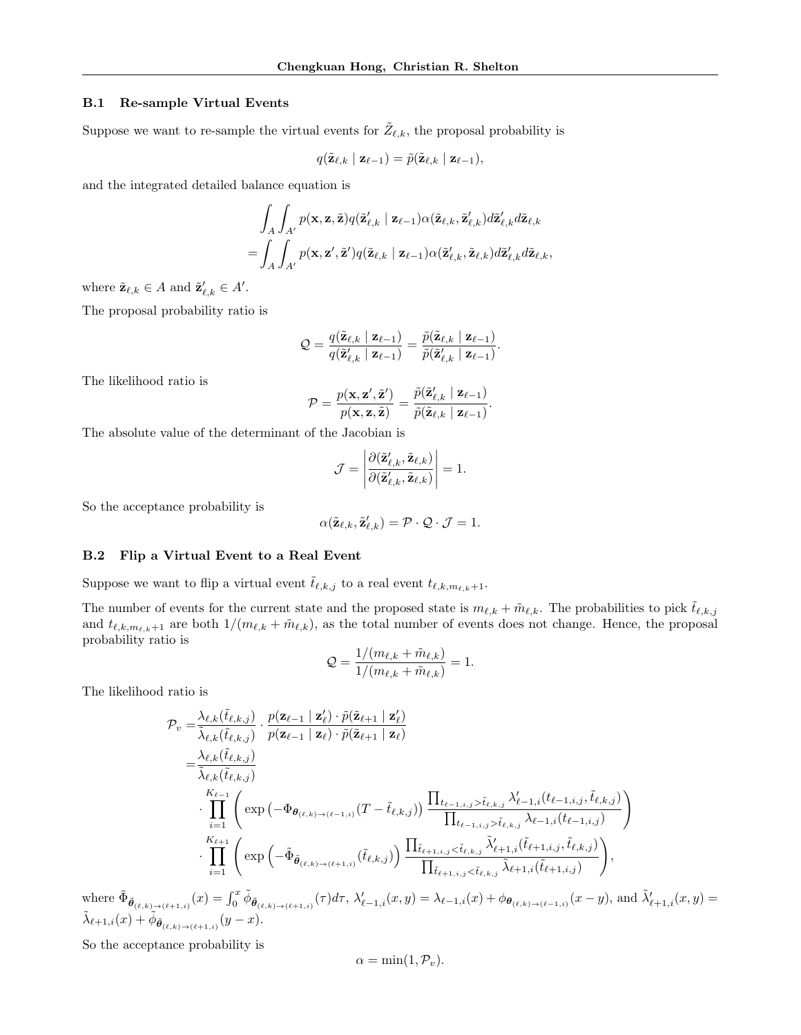### B.1 Re-sample Virtual Events

Suppose we want to re-sample the virtual events for $\tilde{Z}_{\ell,k}$, the proposal probability is

$$q(\tilde{\mathbf{z}}_{\ell,k} \mid \mathbf{z}_{\ell-1}) = \tilde{p}(\tilde{\mathbf{z}}_{\ell,k} \mid \mathbf{z}_{\ell-1}),$$

and the integrated detailed balance equation is

$$\begin{aligned}
&\int_A \int_{A'} p(\mathbf{x}, \mathbf{z}, \tilde{\mathbf{z}}) q(\tilde{\mathbf{z}}'_{\ell,k} \mid \mathbf{z}_{\ell-1}) \alpha(\tilde{\mathbf{z}}_{\ell,k}, \tilde{\mathbf{z}}'_{\ell,k}) d\tilde{\mathbf{z}}'_{\ell,k} d\tilde{\mathbf{z}}_{\ell,k} \\
=& \int_A \int_{A'} p(\mathbf{x}, \mathbf{z}', \tilde{\mathbf{z}}') q(\tilde{\mathbf{z}}_{\ell,k} \mid \mathbf{z}_{\ell-1}) \alpha(\tilde{\mathbf{z}}'_{\ell,k}, \tilde{\mathbf{z}}_{\ell,k}) d\tilde{\mathbf{z}}'_{\ell,k} d\tilde{\mathbf{z}}_{\ell,k},
\end{aligned}$$

where $\tilde{\mathbf{z}}_{\ell,k} \in A$ and $\tilde{\mathbf{z}}'_{\ell,k} \in A'$.

The proposal probability ratio is

$$\mathcal{Q} = \frac{q(\tilde{\mathbf{z}}_{\ell,k} \mid \mathbf{z}_{\ell-1})}{q(\tilde{\mathbf{z}}'_{\ell,k} \mid \mathbf{z}_{\ell-1})} = \frac{\tilde{p}(\tilde{\mathbf{z}}_{\ell,k} \mid \mathbf{z}_{\ell-1})}{\tilde{p}(\tilde{\mathbf{z}}'_{\ell,k} \mid \mathbf{z}_{\ell-1})}.$$

The likelihood ratio is

$$\mathcal{P} = \frac{p(\mathbf{x}, \mathbf{z}', \tilde{\mathbf{z}}')}{p(\mathbf{x}, \mathbf{z}, \tilde{\mathbf{z}})} = \frac{\tilde{p}(\tilde{\mathbf{z}}'_{\ell,k} \mid \mathbf{z}_{\ell-1})}{\tilde{p}(\tilde{\mathbf{z}}_{\ell,k} \mid \mathbf{z}_{\ell-1})}.$$

The absolute value of the determinant of the Jacobian is

$$\mathcal{J} = \left| \frac{\partial(\tilde{\mathbf{z}}'_{\ell,k}, \tilde{\mathbf{z}}_{\ell,k})}{\partial(\tilde{\mathbf{z}}'_{\ell,k}, \tilde{\mathbf{z}}_{\ell,k})} \right| = 1.$$

So the acceptance probability is

$$\alpha(\tilde{\mathbf{z}}_{\ell,k}, \tilde{\mathbf{z}}'_{\ell,k}) = \mathcal{P} \cdot \mathcal{Q} \cdot \mathcal{J} = 1.$$

### B.2 Flip a Virtual Event to a Real Event

Suppose we want to flip a virtual event $\tilde{t}_{\ell,k,j}$ to a real event $t_{\ell,k,m_{\ell,k}+1}$.

The number of events for the current state and the proposed state is $m_{\ell,k} + \tilde{m}_{\ell,k}$. The probabilities to pick $\tilde{t}_{\ell,k,j}$ and $t_{\ell,k,m_{\ell,k}+1}$ are both $1/(m_{\ell,k} + \tilde{m}_{\ell,k})$, as the total number of events does not change. Hence, the proposal probability ratio is

$$\mathcal{Q} = \frac{1/(m_{\ell,k} + \tilde{m}_{\ell,k})}{1/(m_{\ell,k} + \tilde{m}_{\ell,k})} = 1.$$

The likelihood ratio is

$$\begin{aligned}
\mathcal{P}_v =& \frac{\lambda_{\ell,k}(\tilde{t}_{\ell,k,j})}{\tilde{\lambda}_{\ell,k}(\tilde{t}_{\ell,k,j})} \cdot \frac{p(\mathbf{z}_{\ell-1} \mid \mathbf{z}'_{\ell}) \cdot \tilde{p}(\tilde{\mathbf{z}}_{\ell+1} \mid \mathbf{z}'_{\ell})}{p(\mathbf{z}_{\ell-1} \mid \mathbf{z}_{\ell}) \cdot \tilde{p}(\tilde{\mathbf{z}}_{\ell+1} \mid \mathbf{z}_{\ell})} \\
=& \frac{\lambda_{\ell,k}(\tilde{t}_{\ell,k,j})}{\tilde{\lambda}_{\ell,k}(\tilde{t}_{\ell,k,j})} \\
&\cdot \prod_{i=1}^{K_{\ell-1}} \left( \exp\left(-\Phi_{\boldsymbol{\theta}_{(\ell,k)\to(\ell-1,i)}}(T - \tilde{t}_{\ell,k,j})\right) \frac{\prod_{t_{\ell-1,i,j} > \tilde{t}_{\ell,k,j}} \lambda'_{\ell-1,i}(t_{\ell-1,i,j}, \tilde{t}_{\ell,k,j})}{\prod_{t_{\ell-1,i,j} > \tilde{t}_{\ell,k,j}} \lambda_{\ell-1,i}(t_{\ell-1,i,j})} \right) \\
&\cdot \prod_{i=1}^{K_{\ell+1}} \left( \exp\left(-\tilde{\Phi}_{\tilde{\boldsymbol{\theta}}_{(\ell,k)\to(\ell+1,i)}}(\tilde{t}_{\ell,k,j})\right) \frac{\prod_{\tilde{t}_{\ell+1,i,j} < \tilde{t}_{\ell,k,j}} \tilde{\lambda}'_{\ell+1,i}(\tilde{t}_{\ell+1,i,j}, \tilde{t}_{\ell,k,j})}{\prod_{\tilde{t}_{\ell+1,i,j} < \tilde{t}_{\ell,k,j}} \tilde{\lambda}_{\ell+1,i}(\tilde{t}_{\ell+1,i,j})} \right),
\end{aligned}$$

where $\tilde{\Phi}_{\tilde{\boldsymbol{\theta}}_{(\ell,k)\to(\ell+1,i)}}(x) = \int_0^x \tilde{\phi}_{\tilde{\boldsymbol{\theta}}_{(\ell,k)\to(\ell+1,i)}}(\tau) d\tau$, $\lambda'_{\ell-1,i}(x, y) = \lambda_{\ell-1,i}(x) + \phi_{\boldsymbol{\theta}_{(\ell,k)\to(\ell-1,i)}}(x - y)$, and $\tilde{\lambda}'_{\ell+1,i}(x, y) = \tilde{\lambda}_{\ell+1,i}(x) + \tilde{\phi}_{\tilde{\boldsymbol{\theta}}_{(\ell,k)\to(\ell+1,i)}}(y - x)$.

So the acceptance probability is

$$\alpha = \min(1, \mathcal{P}_v).$$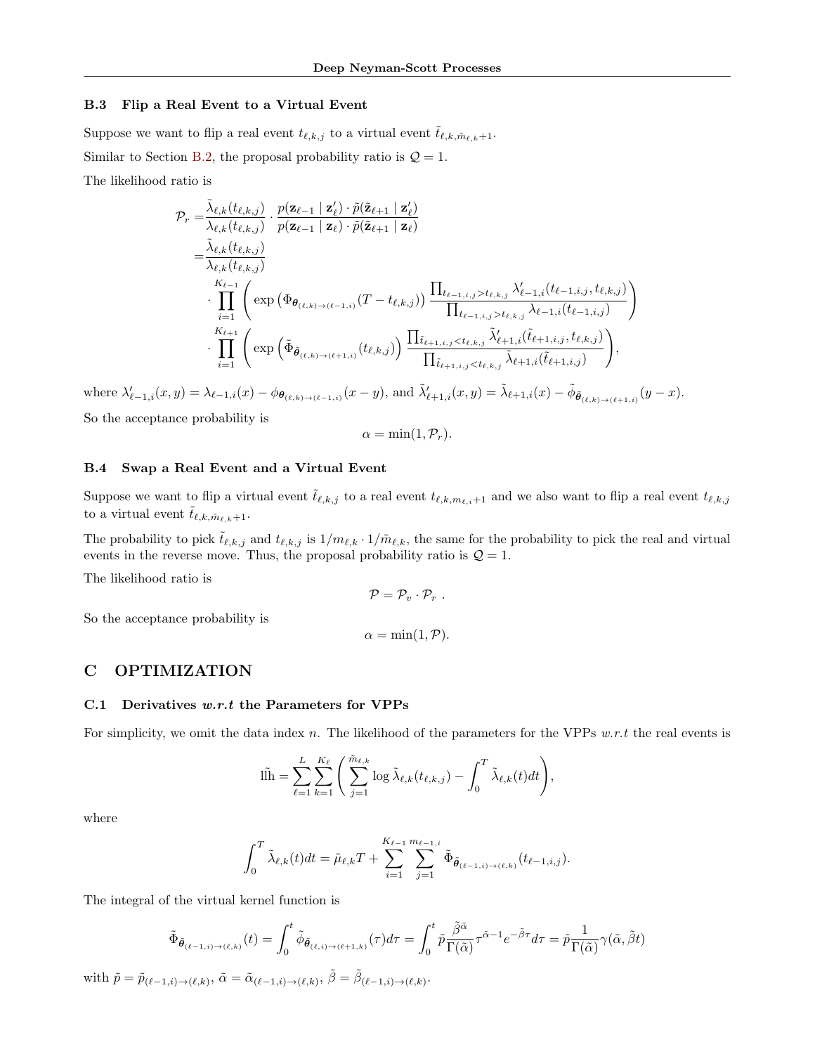### B.3 Flip a Real Event to a Virtual Event

Suppose we want to flip a real event $t_{\ell,k,j}$ to a virtual event $\tilde{t}_{\ell,k,\tilde{m}_{\ell,k}+1}$.

Similar to Section B.2, the proposal probability ratio is $\mathcal{Q} = 1$.

The likelihood ratio is

$$
\begin{aligned}
\mathcal{P}_r =& \frac{\tilde{\lambda}_{\ell,k}(t_{\ell,k,j})}{\lambda_{\ell,k}(t_{\ell,k,j})} \cdot \frac{p(\mathbf{z}_{\ell-1} \mid \mathbf{z}'_\ell) \cdot \tilde{p}(\tilde{\mathbf{z}}_{\ell+1} \mid \mathbf{z}'_\ell)}{p(\mathbf{z}_{\ell-1} \mid \mathbf{z}_\ell) \cdot \tilde{p}(\tilde{\mathbf{z}}_{\ell+1} \mid \mathbf{z}_\ell)} \\
=& \frac{\tilde{\lambda}_{\ell,k}(t_{\ell,k,j})}{\lambda_{\ell,k}(t_{\ell,k,j})} \\
& \cdot \prod_{i=1}^{K_{\ell-1}} \left( \exp\left(\Phi_{\boldsymbol{\theta}_{(\ell,k)\to(\ell-1,i)}}(T - t_{\ell,k,j})\right) \frac{\prod_{t_{\ell-1,i,j} > t_{\ell,k,j}} \lambda'_{\ell-1,i}(t_{\ell-1,i,j}, t_{\ell,k,j})}{\prod_{t_{\ell-1,i,j} > t_{\ell,k,j}} \lambda_{\ell-1,i}(t_{\ell-1,i,j})} \right) \\
& \cdot \prod_{i=1}^{K_{\ell+1}} \left( \exp\left(\tilde{\Phi}_{\tilde{\boldsymbol{\theta}}_{(\ell,k)\to(\ell+1,i)}}(t_{\ell,k,j})\right) \frac{\prod_{\tilde{t}_{\ell+1,i,j} < t_{\ell,k,j}} \tilde{\lambda}'_{\ell+1,i}(\tilde{t}_{\ell+1,i,j}, t_{\ell,k,j})}{\prod_{\tilde{t}_{\ell+1,i,j} < t_{\ell,k,j}} \tilde{\lambda}_{\ell+1,i}(\tilde{t}_{\ell+1,i,j})} \right),
\end{aligned}
$$

where $\lambda'_{\ell-1,i}(x, y) = \lambda_{\ell-1,i}(x) - \phi_{\boldsymbol{\theta}_{(\ell,k)\to(\ell-1,i)}}(x - y)$, and $\tilde{\lambda}'_{\ell+1,i}(x, y) = \tilde{\lambda}_{\ell+1,i}(x) - \tilde{\phi}_{\tilde{\boldsymbol{\theta}}_{(\ell,k)\to(\ell+1,i)}}(y - x)$.

So the acceptance probability is

$$
\alpha = \min(1, \mathcal{P}_r).
$$

### B.4 Swap a Real Event and a Virtual Event

Suppose we want to flip a virtual event $\tilde{t}_{\ell,k,j}$ to a real event $t_{\ell,k,m_{\ell,i}+1}$ and we also want to flip a real event $t_{\ell,k,j}$ to a virtual event $\tilde{t}_{\ell,k,\tilde{m}_{\ell,k}+1}$.

The probability to pick $\tilde{t}_{\ell,k,j}$ and $t_{\ell,k,j}$ is $1/m_{\ell,k} \cdot 1/\tilde{m}_{\ell,k}$, the same for the probability to pick the real and virtual events in the reverse move. Thus, the proposal probability ratio is $\mathcal{Q} = 1$.

The likelihood ratio is

$$
\mathcal{P} = \mathcal{P}_v \cdot \mathcal{P}_r \ .
$$

So the acceptance probability is

$$
\alpha = \min(1, \mathcal{P}).
$$

## C OPTIMIZATION

### C.1 Derivatives *w.r.t* the Parameters for VPPs

For simplicity, we omit the data index $n$. The likelihood of the parameters for the VPPs *w.r.t* the real events is

$$
\tilde{\text{llh}} = \sum_{\ell=1}^{L} \sum_{k=1}^{K_\ell} \left( \sum_{j=1}^{\tilde{m}_{\ell,k}} \log \tilde{\lambda}_{\ell,k}(t_{\ell,k,j}) - \int_0^T \tilde{\lambda}_{\ell,k}(t) dt \right),
$$

where

$$
\int_0^T \tilde{\lambda}_{\ell,k}(t) dt = \tilde{\mu}_{\ell,k} T + \sum_{i=1}^{K_{\ell-1}} \sum_{j=1}^{m_{\ell-1,i}} \tilde{\Phi}_{\tilde{\boldsymbol{\theta}}_{(\ell-1,i)\to(\ell,k)}}(t_{\ell-1,i,j}).
$$

The integral of the virtual kernel function is

$$
\tilde{\Phi}_{\tilde{\boldsymbol{\theta}}_{(\ell-1,i)\to(\ell,k)}}(t) = \int_0^t \tilde{\phi}_{\tilde{\boldsymbol{\theta}}_{(\ell,i)\to(\ell+1,k)}}(\tau) d\tau = \int_0^t \tilde{p} \frac{\tilde{\beta}^{\tilde{\alpha}}}{\Gamma(\tilde{\alpha})} \tau^{\tilde{\alpha}-1} e^{-\tilde{\beta}\tau} d\tau = \tilde{p} \frac{1}{\Gamma(\tilde{\alpha})} \gamma(\tilde{\alpha}, \tilde{\beta} t)
$$

with $\tilde{p} = \tilde{p}_{(\ell-1,i)\to(\ell,k)}$, $\tilde{\alpha} = \tilde{\alpha}_{(\ell-1,i)\to(\ell,k)}$, $\tilde{\beta} = \tilde{\beta}_{(\ell-1,i)\to(\ell,k)}$.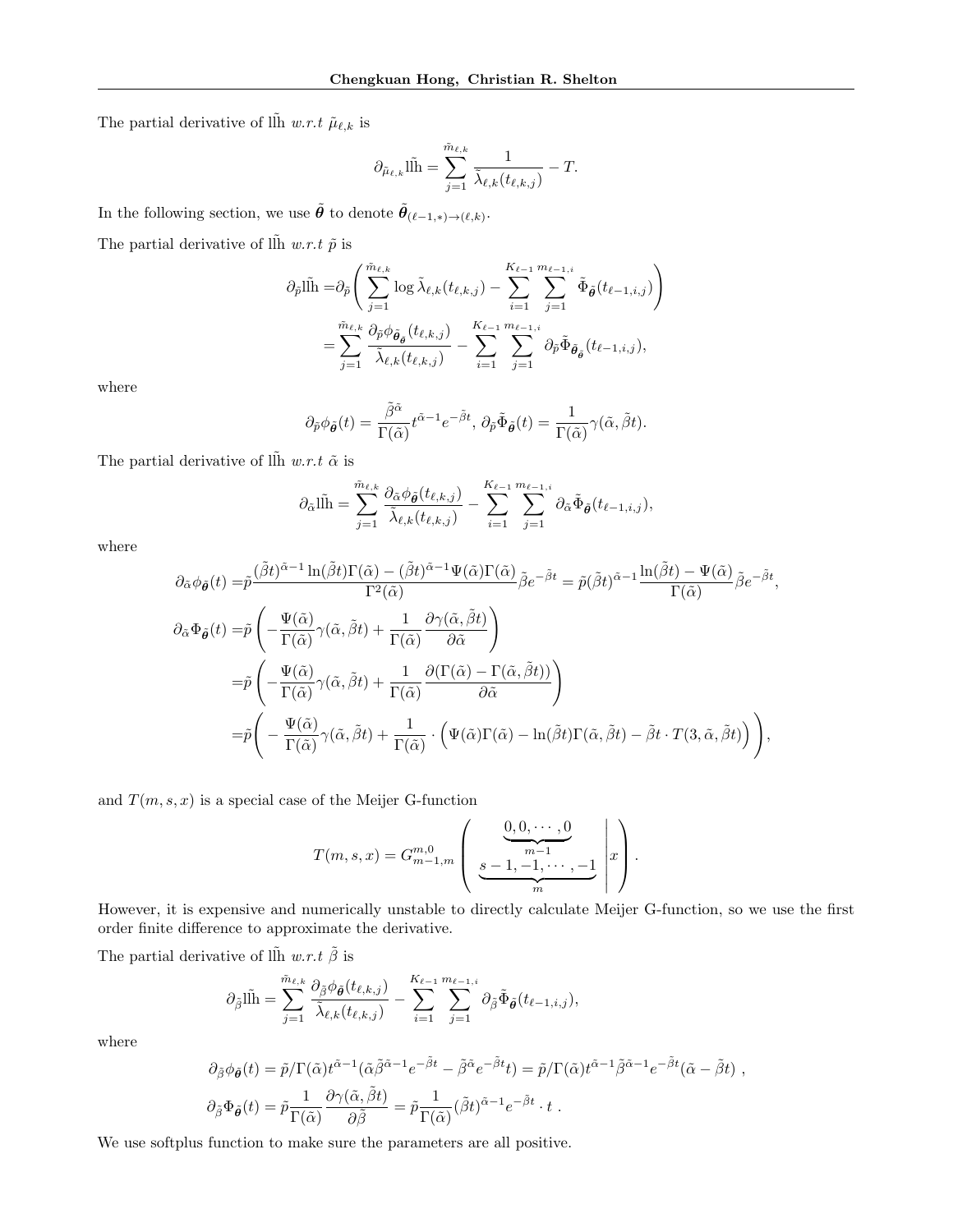The partial derivative of $\tilde{\text{llh}}$ *w.r.t* $\tilde{\mu}_{\ell,k}$ is

$$\partial_{\tilde{\mu}_{\ell,k}} \tilde{\text{llh}} = \sum_{j=1}^{\tilde{m}_{\ell,k}} \frac{1}{\tilde{\lambda}_{\ell,k}(t_{\ell,k,j})} - T.$$

In the following section, we use $\tilde{\boldsymbol{\theta}}$ to denote $\tilde{\boldsymbol{\theta}}_{(\ell-1,*)\to(\ell,k)}$.

The partial derivative of $\tilde{\text{llh}}$ *w.r.t* $\tilde{p}$ is

$$\begin{aligned}
\partial_{\tilde{p}} \tilde{\text{llh}} =& \partial_{\tilde{p}} \left( \sum_{j=1}^{\tilde{m}_{\ell,k}} \log \tilde{\lambda}_{\ell,k}(t_{\ell,k,j}) - \sum_{i=1}^{K_{\ell-1}} \sum_{j=1}^{m_{\ell-1,i}} \tilde{\Phi}_{\tilde{\boldsymbol{\theta}}}(t_{\ell-1,i,j}) \right) \\
=& \sum_{j=1}^{\tilde{m}_{\ell,k}} \frac{\partial_{\tilde{p}} \phi_{\tilde{\boldsymbol{\theta}}_{\tilde{\boldsymbol{\theta}}}}(t_{\ell,k,j})}{\tilde{\lambda}_{\ell,k}(t_{\ell,k,j})} - \sum_{i=1}^{K_{\ell-1}} \sum_{j=1}^{m_{\ell-1,i}} \partial_{\tilde{p}} \tilde{\Phi}_{\tilde{\boldsymbol{\theta}}_{\tilde{\boldsymbol{\theta}}}}(t_{\ell-1,i,j}),
\end{aligned}$$

where

$$\partial_{\tilde{p}} \phi_{\tilde{\boldsymbol{\theta}}}(t) = \frac{\tilde{\beta}^{\tilde{\alpha}}}{\Gamma(\tilde{\alpha})} t^{\tilde{\alpha}-1} e^{-\tilde{\beta}t}, \; \partial_{\tilde{p}} \tilde{\Phi}_{\tilde{\boldsymbol{\theta}}}(t) = \frac{1}{\Gamma(\tilde{\alpha})} \gamma(\tilde{\alpha}, \tilde{\beta}t).$$

The partial derivative of $\tilde{\text{llh}}$ *w.r.t* $\tilde{\alpha}$ is

$$\partial_{\tilde{\alpha}} \tilde{\text{llh}} = \sum_{j=1}^{\tilde{m}_{\ell,k}} \frac{\partial_{\tilde{\alpha}} \phi_{\tilde{\boldsymbol{\theta}}}(t_{\ell,k,j})}{\tilde{\lambda}_{\ell,k}(t_{\ell,k,j})} - \sum_{i=1}^{K_{\ell-1}} \sum_{j=1}^{m_{\ell-1,i}} \partial_{\tilde{\alpha}} \tilde{\Phi}_{\tilde{\boldsymbol{\theta}}}(t_{\ell-1,i,j}),$$

where

$$\begin{aligned}
\partial_{\tilde{\alpha}} \phi_{\tilde{\boldsymbol{\theta}}}(t) =& \tilde{p} \frac{(\tilde{\beta}t)^{\tilde{\alpha}-1} \ln(\tilde{\beta}t) \Gamma(\tilde{\alpha}) - (\tilde{\beta}t)^{\tilde{\alpha}-1} \Psi(\tilde{\alpha}) \Gamma(\tilde{\alpha})}{\Gamma^2(\tilde{\alpha})} \tilde{\beta} e^{-\tilde{\beta}t} = \tilde{p} (\tilde{\beta}t)^{\tilde{\alpha}-1} \frac{\ln(\tilde{\beta}t) - \Psi(\tilde{\alpha})}{\Gamma(\tilde{\alpha})} \tilde{\beta} e^{-\tilde{\beta}t}, \\
\partial_{\tilde{\alpha}} \Phi_{\tilde{\boldsymbol{\theta}}}(t) =& \tilde{p} \left( -\frac{\Psi(\tilde{\alpha})}{\Gamma(\tilde{\alpha})} \gamma(\tilde{\alpha}, \tilde{\beta}t) + \frac{1}{\Gamma(\tilde{\alpha})} \frac{\partial \gamma(\tilde{\alpha}, \tilde{\beta}t)}{\partial \tilde{\alpha}} \right) \\
=& \tilde{p} \left( -\frac{\Psi(\tilde{\alpha})}{\Gamma(\tilde{\alpha})} \gamma(\tilde{\alpha}, \tilde{\beta}t) + \frac{1}{\Gamma(\tilde{\alpha})} \frac{\partial (\Gamma(\tilde{\alpha}) - \Gamma(\tilde{\alpha}, \tilde{\beta}t))}{\partial \tilde{\alpha}} \right) \\
=& \tilde{p} \Bigg( -\frac{\Psi(\tilde{\alpha})}{\Gamma(\tilde{\alpha})} \gamma(\tilde{\alpha}, \tilde{\beta}t) + \frac{1}{\Gamma(\tilde{\alpha})} \cdot \Big( \Psi(\tilde{\alpha}) \Gamma(\tilde{\alpha}) - \ln(\tilde{\beta}t) \Gamma(\tilde{\alpha}, \tilde{\beta}t) - \tilde{\beta}t \cdot T(3, \tilde{\alpha}, \tilde{\beta}t) \Big) \Bigg),
\end{aligned}$$

and $T(m, s, x)$ is a special case of the Meijer G-function

$$T(m, s, x) = G_{m-1,m}^{m,0} \left( \left. \begin{matrix} \underbrace{0, 0, \cdots, 0}_{m-1} \\ \underbrace{s-1, -1, \cdots, -1}_{m} \end{matrix} \right| x \right).$$

However, it is expensive and numerically unstable to directly calculate Meijer G-function, so we use the first order finite difference to approximate the derivative.

The partial derivative of $\tilde{\text{llh}}$ *w.r.t* $\tilde{\beta}$ is

$$\partial_{\tilde{\beta}} \tilde{\text{llh}} = \sum_{j=1}^{\tilde{m}_{\ell,k}} \frac{\partial_{\tilde{\beta}} \phi_{\tilde{\boldsymbol{\theta}}}(t_{\ell,k,j})}{\tilde{\lambda}_{\ell,k}(t_{\ell,k,j})} - \sum_{i=1}^{K_{\ell-1}} \sum_{j=1}^{m_{\ell-1,i}} \partial_{\tilde{\beta}} \tilde{\Phi}_{\tilde{\boldsymbol{\theta}}}(t_{\ell-1,i,j}),$$

where

$$\begin{aligned}
\partial_{\tilde{\beta}} \phi_{\tilde{\boldsymbol{\theta}}}(t) =& \tilde{p}/\Gamma(\tilde{\alpha}) t^{\tilde{\alpha}-1} (\tilde{\alpha} \tilde{\beta}^{\tilde{\alpha}-1} e^{-\tilde{\beta}t} - \tilde{\beta}^{\tilde{\alpha}} e^{-\tilde{\beta}t} t) = \tilde{p}/\Gamma(\tilde{\alpha}) t^{\tilde{\alpha}-1} \tilde{\beta}^{\tilde{\alpha}-1} e^{-\tilde{\beta}t} (\tilde{\alpha} - \tilde{\beta}t) \;, \\
\partial_{\tilde{\beta}} \Phi_{\tilde{\boldsymbol{\theta}}}(t) =& \tilde{p} \frac{1}{\Gamma(\tilde{\alpha})} \frac{\partial \gamma(\tilde{\alpha}, \tilde{\beta}t)}{\partial \tilde{\beta}} = \tilde{p} \frac{1}{\Gamma(\tilde{\alpha})} (\tilde{\beta}t)^{\tilde{\alpha}-1} e^{-\tilde{\beta}t} \cdot t \;.
\end{aligned}$$

We use softplus function to make sure the parameters are all positive.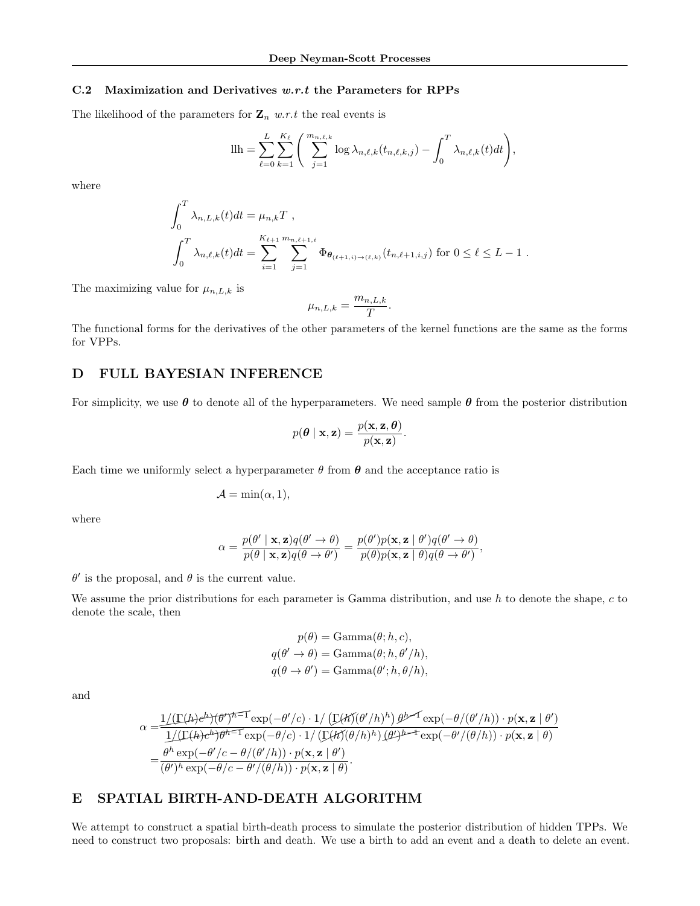### C.2 Maximization and Derivatives *w.r.t* the Parameters for RPPs

The likelihood of the parameters for $\mathbf{Z}_n$ *w.r.t* the real events is

$$\text{llh} = \sum_{\ell=0}^{L}\sum_{k=1}^{K_\ell}\left(\sum_{j=1}^{m_{n,\ell,k}} \log \lambda_{n,\ell,k}(t_{n,\ell,k,j}) - \int_0^T \lambda_{n,\ell,k}(t)dt\right),$$

where

$$\int_0^T \lambda_{n,L,k}(t)dt = \mu_{n,k}T \ ,$$

$$\int_0^T \lambda_{n,\ell,k}(t)dt = \sum_{i=1}^{K_{\ell+1}}\sum_{j=1}^{m_{n,\ell+1,i}} \Phi_{\boldsymbol{\theta}_{(\ell+1,i)\to(\ell,k)}}(t_{n,\ell+1,i,j}) \text{ for } 0 \le \ell \le L-1 \ .$$

The maximizing value for $\mu_{n,L,k}$ is

$$\mu_{n,L,k} = \frac{m_{n,L,k}}{T}.$$

The functional forms for the derivatives of the other parameters of the kernel functions are the same as the forms for VPPs.

## D FULL BAYESIAN INFERENCE

For simplicity, we use $\boldsymbol{\theta}$ to denote all of the hyperparameters. We need sample $\boldsymbol{\theta}$ from the posterior distribution

$$p(\boldsymbol{\theta} \mid \mathbf{x}, \mathbf{z}) = \frac{p(\mathbf{x}, \mathbf{z}, \boldsymbol{\theta})}{p(\mathbf{x}, \mathbf{z})}.$$

Each time we uniformly select a hyperparameter $\theta$ from $\boldsymbol{\theta}$ and the acceptance ratio is

$$\mathcal{A} = \min(\alpha, 1),$$

where

$$\alpha = \frac{p(\theta' \mid \mathbf{x}, \mathbf{z})q(\theta' \to \theta)}{p(\theta \mid \mathbf{x}, \mathbf{z})q(\theta \to \theta')} = \frac{p(\theta')p(\mathbf{x}, \mathbf{z} \mid \theta')q(\theta' \to \theta)}{p(\theta)p(\mathbf{x}, \mathbf{z} \mid \theta)q(\theta \to \theta')},$$

$\theta'$ is the proposal, and $\theta$ is the current value.

We assume the prior distributions for each parameter is Gamma distribution, and use $h$ to denote the shape, $c$ to denote the scale, then

$$p(\theta) = \text{Gamma}(\theta; h, c),$$
$$q(\theta' \to \theta) = \text{Gamma}(\theta; h, \theta'/h),$$
$$q(\theta \to \theta') = \text{Gamma}(\theta'; h, \theta/h),$$

and

$$\begin{aligned}
\alpha =& \frac{1/(\cancel{\Gamma(h)c^h})\cancel{(\theta')^{h-1}} \exp(-\theta'/c) \cdot 1/\left(\cancel{\Gamma(h)}(\theta'/h)^h\right) \cancel{\theta^{h-1}} \exp(-\theta/(\theta'/h)) \cdot p(\mathbf{x}, \mathbf{z} \mid \theta')}{1/(\cancel{\Gamma(h)c^h})\cancel{\theta^{h-1}} \exp(-\theta/c) \cdot 1/\left(\cancel{\Gamma(h)}(\theta/h)^h\right) \cancel{(\theta')^{h-1}} \exp(-\theta'/(\theta/h)) \cdot p(\mathbf{x}, \mathbf{z} \mid \theta)} \\
=& \frac{\theta^h \exp(-\theta'/c - \theta/(\theta'/h)) \cdot p(\mathbf{x}, \mathbf{z} \mid \theta')}{(\theta')^h \exp(-\theta/c - \theta'/(\theta/h)) \cdot p(\mathbf{x}, \mathbf{z} \mid \theta)}.
\end{aligned}$$

## E SPATIAL BIRTH-AND-DEATH ALGORITHM

We attempt to construct a spatial birth-death process to simulate the posterior distribution of hidden TPPs. We need to construct two proposals: birth and death. We use a birth to add an event and a death to delete an event.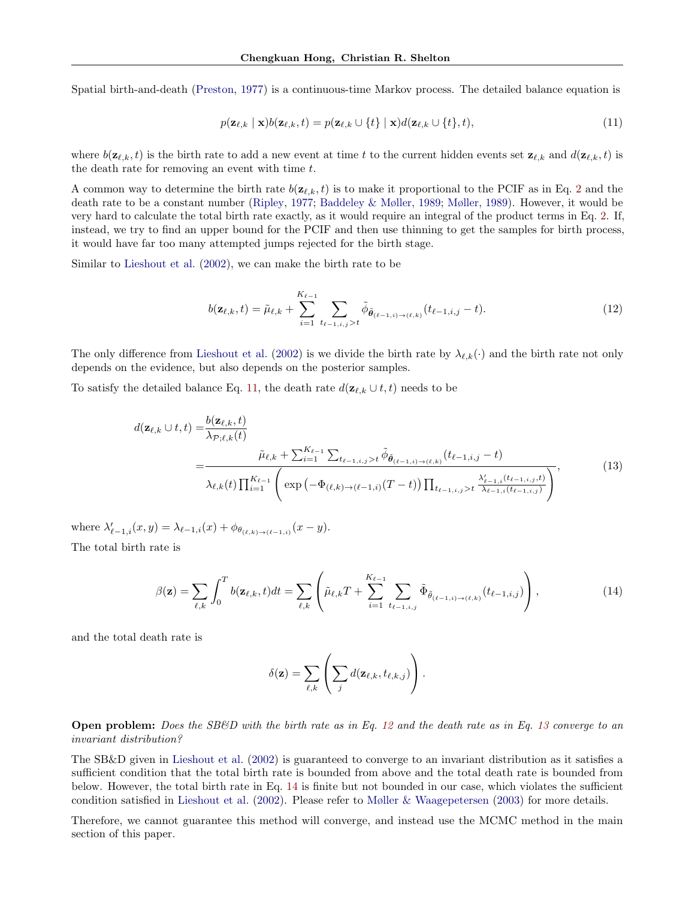Spatial birth-and-death (Preston, 1977) is a continuous-time Markov process. The detailed balance equation is

$$p(\mathbf{z}_{\ell,k} \mid \mathbf{x}) b(\mathbf{z}_{\ell,k}, t) = p(\mathbf{z}_{\ell,k} \cup \{t\} \mid \mathbf{x}) d(\mathbf{z}_{\ell,k} \cup \{t\}, t), \tag{11}$$

where $b(\mathbf{z}_{\ell,k}, t)$ is the birth rate to add a new event at time $t$ to the current hidden events set $\mathbf{z}_{\ell,k}$ and $d(\mathbf{z}_{\ell,k}, t)$ is the death rate for removing an event with time $t$.

A common way to determine the birth rate $b(\mathbf{z}_{\ell,k}, t)$ is to make it proportional to the PCIF as in Eq. 2 and the death rate to be a constant number (Ripley, 1977; Baddeley & Møller, 1989; Møller, 1989). However, it would be very hard to calculate the total birth rate exactly, as it would require an integral of the product terms in Eq. 2. If, instead, we try to find an upper bound for the PCIF and then use thinning to get the samples for birth process, it would have far too many attempted jumps rejected for the birth stage.

Similar to Lieshout et al. (2002), we can make the birth rate to be

$$b(\mathbf{z}_{\ell,k}, t) = \tilde{\mu}_{\ell,k} + \sum_{i=1}^{K_{\ell-1}} \sum_{t_{\ell-1,i,j} > t} \tilde{\phi}_{\tilde{\boldsymbol{\theta}}_{(\ell-1,i)\to(\ell,k)}}(t_{\ell-1,i,j} - t). \tag{12}$$

The only difference from Lieshout et al. (2002) is we divide the birth rate by $\lambda_{\ell,k}(\cdot)$ and the birth rate not only depends on the evidence, but also depends on the posterior samples.

To satisfy the detailed balance Eq. 11, the death rate $d(\mathbf{z}_{\ell,k} \cup t, t)$ needs to be

$$\begin{aligned} d(\mathbf{z}_{\ell,k} \cup t, t) =& \frac{b(\mathbf{z}_{\ell,k}, t)}{\lambda_{\mathcal{P};\ell,k}(t)} \\ =& \frac{\tilde{\mu}_{\ell,k} + \sum_{i=1}^{K_{\ell-1}} \sum_{t_{\ell-1,i,j} > t} \tilde{\phi}_{\tilde{\boldsymbol{\theta}}_{(\ell-1,i)\to(\ell,k)}}(t_{\ell-1,i,j} - t)}{\lambda_{\ell,k}(t) \prod_{i=1}^{K_{\ell-1}} \left( \exp\left(-\Phi_{(\ell,k)\to(\ell-1,i)}(T-t)\right) \prod_{t_{\ell-1,i,j} > t} \frac{\lambda'_{\ell-1,i}(t_{\ell-1,i,j}, t)}{\lambda_{\ell-1,i}(t_{\ell-1,i,j})} \right)}, \end{aligned} \tag{13}$$

where $\lambda'_{\ell-1,i}(x, y) = \lambda_{\ell-1,i}(x) + \phi_{\theta_{(\ell,k)\to(\ell-1,i)}}(x - y)$.

The total birth rate is

$$\beta(\mathbf{z}) = \sum_{\ell,k} \int_0^T b(\mathbf{z}_{\ell,k}, t) dt = \sum_{\ell,k} \left( \tilde{\mu}_{\ell,k} T + \sum_{i=1}^{K_{\ell-1}} \sum_{t_{\ell-1,i,j}} \tilde{\Phi}_{\tilde{\theta}_{(\ell-1,i)\to(\ell,k)}}(t_{\ell-1,i,j}) \right), \tag{14}$$

and the total death rate is

$$\delta(\mathbf{z}) = \sum_{\ell,k} \left( \sum_j d(\mathbf{z}_{\ell,k}, t_{\ell,k,j}) \right).$$

**Open problem:** *Does the SB&D with the birth rate as in Eq. 12 and the death rate as in Eq. 13 converge to an invariant distribution?*

The SB&D given in Lieshout et al. (2002) is guaranteed to converge to an invariant distribution as it satisfies a sufficient condition that the total birth rate is bounded from above and the total death rate is bounded from below. However, the total birth rate in Eq. 14 is finite but not bounded in our case, which violates the sufficient condition satisfied in Lieshout et al. (2002). Please refer to Møller & Waagepetersen (2003) for more details.

Therefore, we cannot guarantee this method will converge, and instead use the MCMC method in the main section of this paper.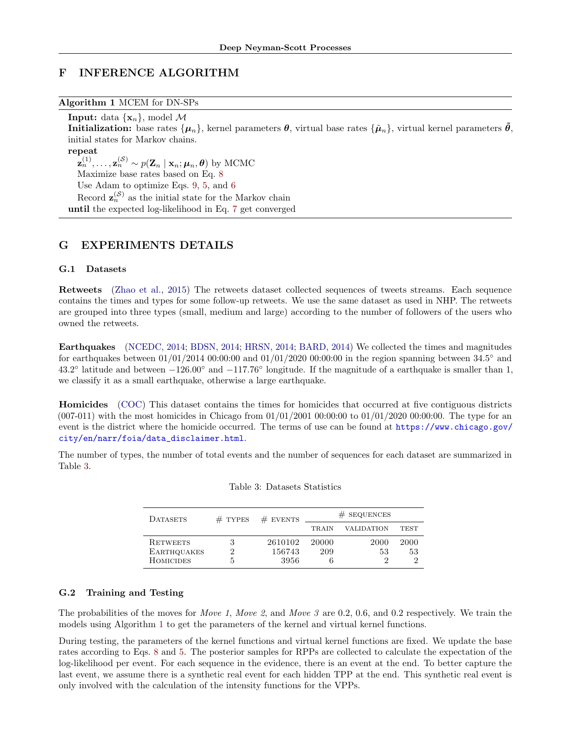# F INFERENCE ALGORITHM

**Algorithm 1** MCEM for DN-SPs

**Input:** data $\{\mathbf{x}_n\}$, model $\mathcal{M}$
**Initialization:** base rates $\{\boldsymbol{\mu}_n\}$, kernel parameters $\boldsymbol{\theta}$, virtual base rates $\{\tilde{\boldsymbol{\mu}}_n\}$, virtual kernel parameters $\tilde{\boldsymbol{\theta}}$, initial states for Markov chains.
**repeat**
  $\mathbf{z}_n^{(1)}, \ldots, \mathbf{z}_n^{(\mathcal{S})} \sim p(\mathbf{Z}_n \mid \mathbf{x}_n; \boldsymbol{\mu}_n, \boldsymbol{\theta})$ by MCMC
  Maximize base rates based on Eq. 8
  Use Adam to optimize Eqs. 9, 5, and 6
  Record $\mathbf{z}_n^{(\mathcal{S})}$ as the initial state for the Markov chain
**until** the expected log-likelihood in Eq. 7 get converged

# G EXPERIMENTS DETAILS

## G.1 Datasets

**Retweets** (Zhao et al., 2015) The retweets dataset collected sequences of tweets streams. Each sequence contains the times and types for some follow-up retweets. We use the same dataset as used in NHP. The retweets are grouped into three types (small, medium and large) according to the number of followers of the users who owned the retweets.

**Earthquakes** (NCEDC, 2014; BDSN, 2014; HRSN, 2014; BARD, 2014) We collected the times and magnitudes for earthquakes between 01/01/2014 00:00:00 and 01/01/2020 00:00:00 in the region spanning between 34.5° and 43.2° latitude and between −126.00° and −117.76° longitude. If the magnitude of a earthquake is smaller than 1, we classify it as a small earthquake, otherwise a large earthquake.

**Homicides** (COC) This dataset contains the times for homicides that occurred at five contiguous districts (007-011) with the most homicides in Chicago from 01/01/2001 00:00:00 to 01/01/2020 00:00:00. The type for an event is the district where the homicide occurred. The terms of use can be found at https://www.chicago.gov/city/en/narr/foia/data_disclaimer.html.

The number of types, the number of total events and the number of sequences for each dataset are summarized in Table 3.

Table 3: Datasets Statistics

| Datasets | # types | # events | # sequences | | |
|---|---|---|---|---|---|
| | | | train | validation | test |
| Retweets | 3 | 2610102 | 20000 | 2000 | 2000 |
| Earthquakes | 2 | 156743 | 209 | 53 | 53 |
| Homicides | 5 | 3956 | 6 | 2 | 2 |

## G.2 Training and Testing

The probabilities of the moves for *Move 1*, *Move 2*, and *Move 3* are 0.2, 0.6, and 0.2 respectively. We train the models using Algorithm 1 to get the parameters of the kernel and virtual kernel functions.

During testing, the parameters of the kernel functions and virtual kernel functions are fixed. We update the base rates according to Eqs. 8 and 5. The posterior samples for RPPs are collected to calculate the expectation of the log-likelihood per event. For each sequence in the evidence, there is an event at the end. To better capture the last event, we assume there is a synthetic real event for each hidden TPP at the end. This synthetic real event is only involved with the calculation of the intensity functions for the VPPs.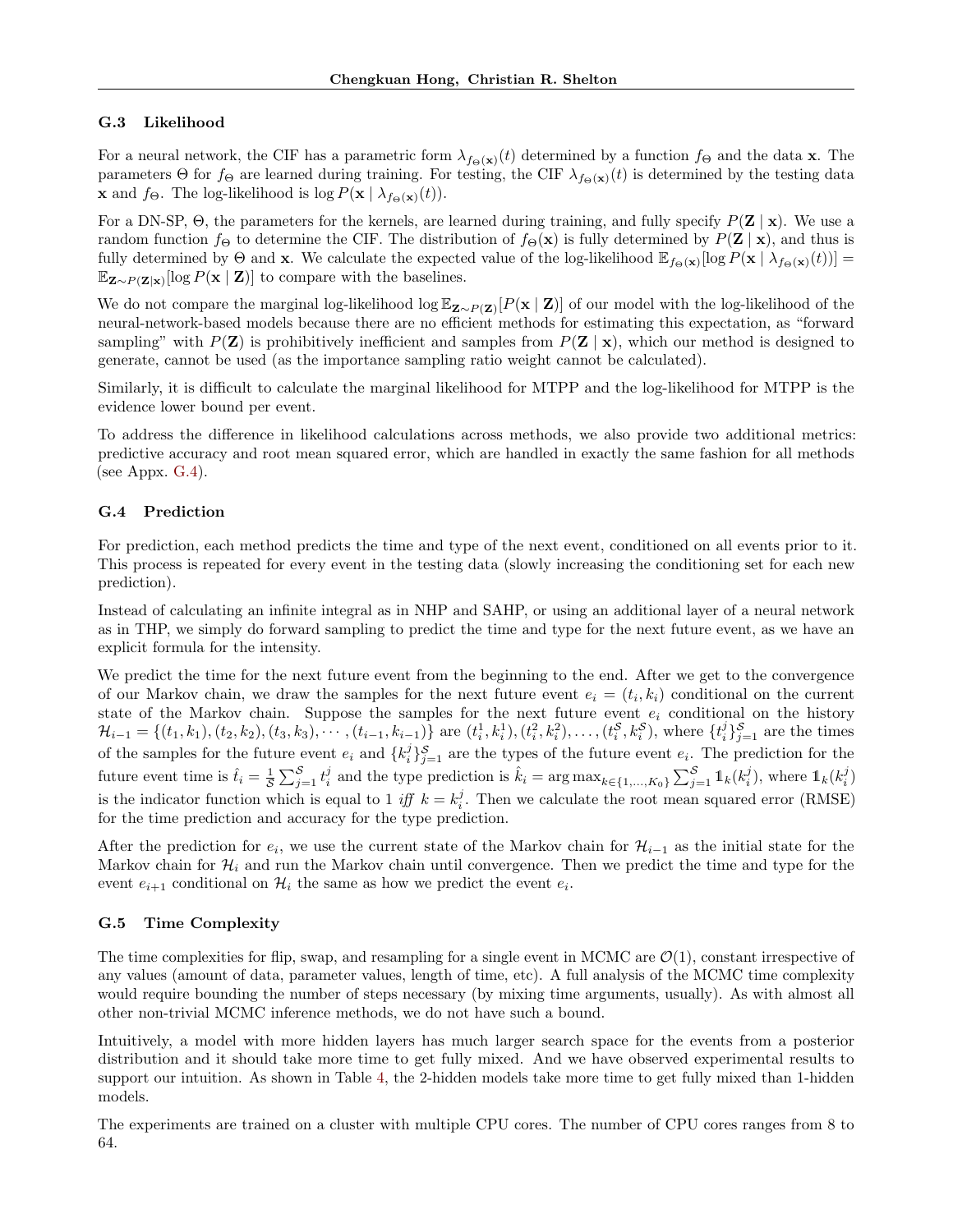### G.3 Likelihood

For a neural network, the CIF has a parametric form $\lambda_{f_\Theta(\mathbf{x})}(t)$ determined by a function $f_\Theta$ and the data $\mathbf{x}$. The parameters $\Theta$ for $f_\Theta$ are learned during training. For testing, the CIF $\lambda_{f_\Theta(\mathbf{x})}(t)$ is determined by the testing data $\mathbf{x}$ and $f_\Theta$. The log-likelihood is $\log P(\mathbf{x} \mid \lambda_{f_\Theta(\mathbf{x})}(t))$.

For a DN-SP, $\Theta$, the parameters for the kernels, are learned during training, and fully specify $P(\mathbf{Z} \mid \mathbf{x})$. We use a random function $f_\Theta$ to determine the CIF. The distribution of $f_\Theta(\mathbf{x})$ is fully determined by $P(\mathbf{Z} \mid \mathbf{x})$, and thus is fully determined by $\Theta$ and $\mathbf{x}$. We calculate the expected value of the log-likelihood $\mathbb{E}_{f_\Theta(\mathbf{x})}[\log P(\mathbf{x} \mid \lambda_{f_\Theta(\mathbf{x})}(t))] = \mathbb{E}_{\mathbf{Z}\sim P(\mathbf{Z}|\mathbf{x})}[\log P(\mathbf{x} \mid \mathbf{Z})]$ to compare with the baselines.

We do not compare the marginal log-likelihood $\log \mathbb{E}_{\mathbf{Z}\sim P(\mathbf{Z})}[P(\mathbf{x} \mid \mathbf{Z})]$ of our model with the log-likelihood of the neural-network-based models because there are no efficient methods for estimating this expectation, as "forward sampling" with $P(\mathbf{Z})$ is prohibitively inefficient and samples from $P(\mathbf{Z} \mid \mathbf{x})$, which our method is designed to generate, cannot be used (as the importance sampling ratio weight cannot be calculated).

Similarly, it is difficult to calculate the marginal likelihood for MTPP and the log-likelihood for MTPP is the evidence lower bound per event.

To address the difference in likelihood calculations across methods, we also provide two additional metrics: predictive accuracy and root mean squared error, which are handled in exactly the same fashion for all methods (see Appx. G.4).

### G.4 Prediction

For prediction, each method predicts the time and type of the next event, conditioned on all events prior to it. This process is repeated for every event in the testing data (slowly increasing the conditioning set for each new prediction).

Instead of calculating an infinite integral as in NHP and SAHP, or using an additional layer of a neural network as in THP, we simply do forward sampling to predict the time and type for the next future event, as we have an explicit formula for the intensity.

We predict the time for the next future event from the beginning to the end. After we get to the convergence of our Markov chain, we draw the samples for the next future event $e_i = (t_i, k_i)$ conditional on the current state of the Markov chain. Suppose the samples for the next future event $e_i$ conditional on the history $\mathcal{H}_{i-1} = \{(t_1, k_1), (t_2, k_2), (t_3, k_3), \cdots, (t_{i-1}, k_{i-1})\}$ are $(t_i^1, k_i^1), (t_i^2, k_i^2), \ldots, (t_i^{\mathcal{S}}, k_i^{\mathcal{S}})$, where $\{t_i^j\}_{j=1}^{\mathcal{S}}$ are the times of the samples for the future event $e_i$ and $\{k_i^j\}_{j=1}^{\mathcal{S}}$ are the types of the future event $e_i$. The prediction for the future event time is $\hat{t}_i = \frac{1}{\mathcal{S}}\sum_{j=1}^{\mathcal{S}} t_i^j$ and the type prediction is $\hat{k}_i = \arg\max_{k\in\{1,\ldots,K_0\}} \sum_{j=1}^{\mathcal{S}} \mathbb{1}_k(k_i^j)$, where $\mathbb{1}_k(k_i^j)$ is the indicator function which is equal to 1 *iff* $k = k_i^j$. Then we calculate the root mean squared error (RMSE) for the time prediction and accuracy for the type prediction.

After the prediction for $e_i$, we use the current state of the Markov chain for $\mathcal{H}_{i-1}$ as the initial state for the Markov chain for $\mathcal{H}_i$ and run the Markov chain until convergence. Then we predict the time and type for the event $e_{i+1}$ conditional on $\mathcal{H}_i$ the same as how we predict the event $e_i$.

### G.5 Time Complexity

The time complexities for flip, swap, and resampling for a single event in MCMC are $\mathcal{O}(1)$, constant irrespective of any values (amount of data, parameter values, length of time, etc). A full analysis of the MCMC time complexity would require bounding the number of steps necessary (by mixing time arguments, usually). As with almost all other non-trivial MCMC inference methods, we do not have such a bound.

Intuitively, a model with more hidden layers has much larger search space for the events from a posterior distribution and it should take more time to get fully mixed. And we have observed experimental results to support our intuition. As shown in Table 4, the 2-hidden models take more time to get fully mixed than 1-hidden models.

The experiments are trained on a cluster with multiple CPU cores. The number of CPU cores ranges from 8 to 64.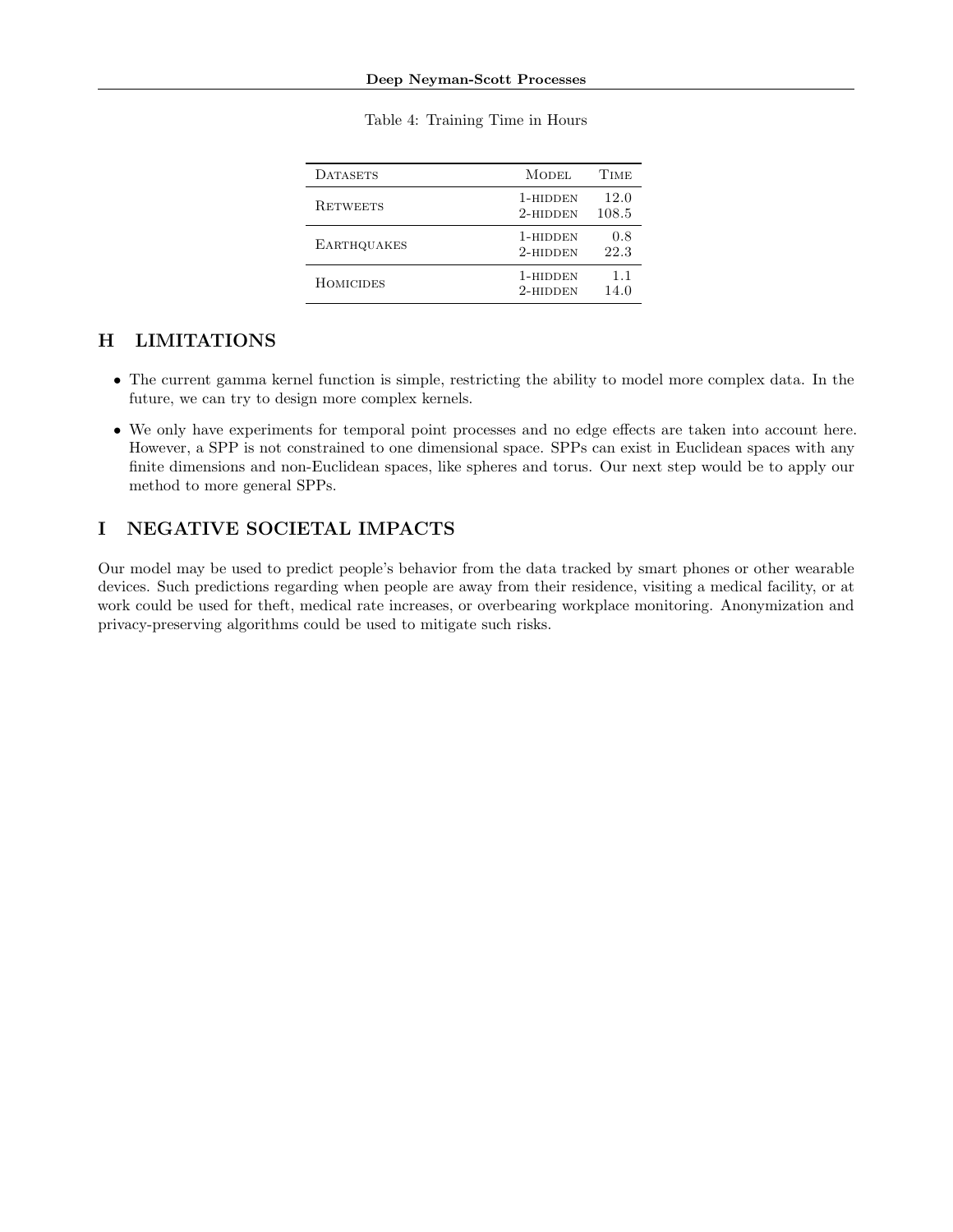Table 4: Training Time in Hours

| Datasets | Model | Time |
|---|---|---|
| Retweets | 1-hidden | 12.0 |
| | 2-hidden | 108.5 |
| Earthquakes | 1-hidden | 0.8 |
| | 2-hidden | 22.3 |
| Homicides | 1-hidden | 1.1 |
| | 2-hidden | 14.0 |

## H LIMITATIONS

- The current gamma kernel function is simple, restricting the ability to model more complex data. In the future, we can try to design more complex kernels.
- We only have experiments for temporal point processes and no edge effects are taken into account here. However, a SPP is not constrained to one dimensional space. SPPs can exist in Euclidean spaces with any finite dimensions and non-Euclidean spaces, like spheres and torus. Our next step would be to apply our method to more general SPPs.

## I NEGATIVE SOCIETAL IMPACTS

Our model may be used to predict people's behavior from the data tracked by smart phones or other wearable devices. Such predictions regarding when people are away from their residence, visiting a medical facility, or at work could be used for theft, medical rate increases, or overbearing workplace monitoring. Anonymization and privacy-preserving algorithms could be used to mitigate such risks.